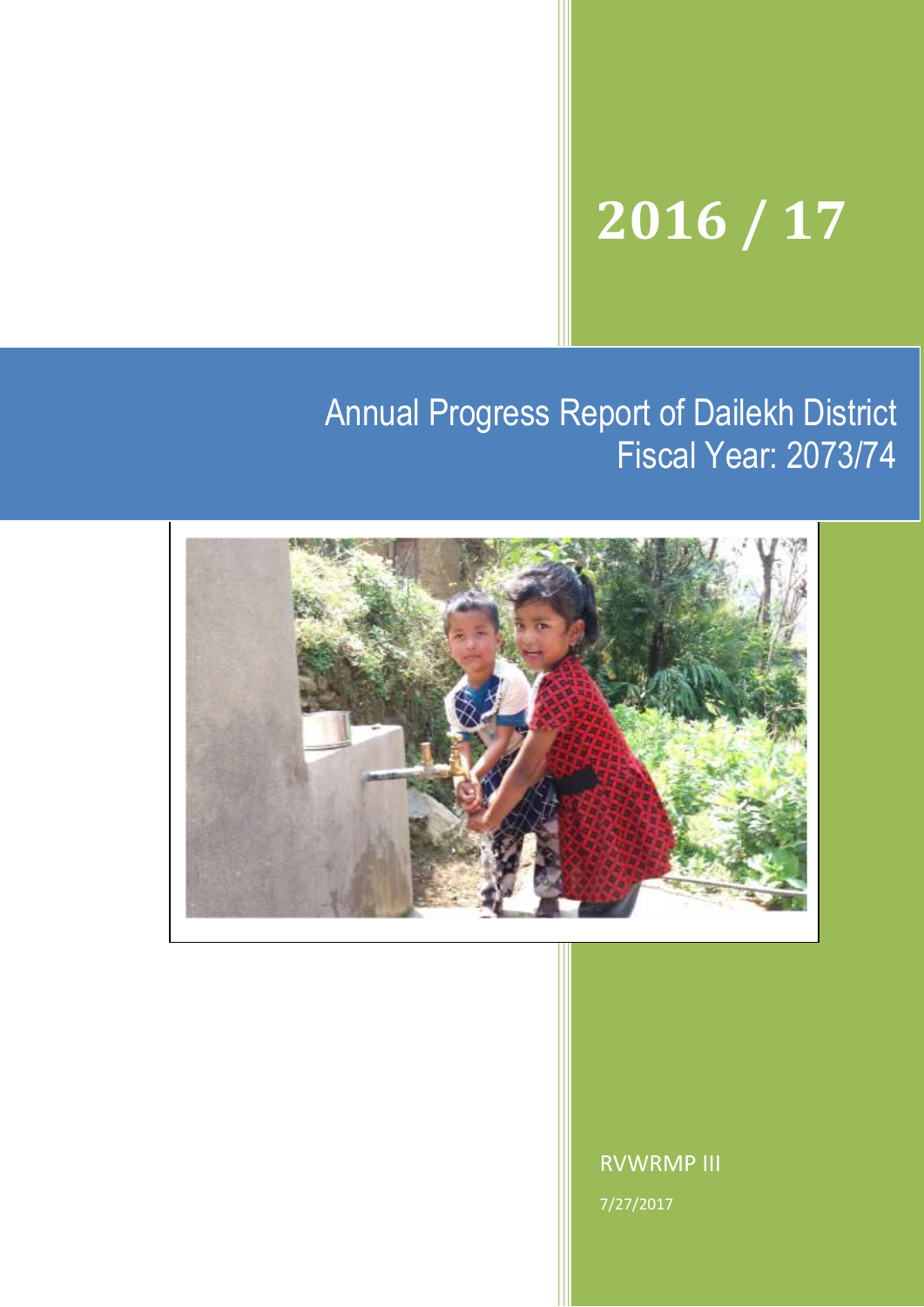# 2016 / 17

## Annual Progress Report of Dailekh District
## Fiscal Year: 2073/74

RVWRMP III

7/27/2017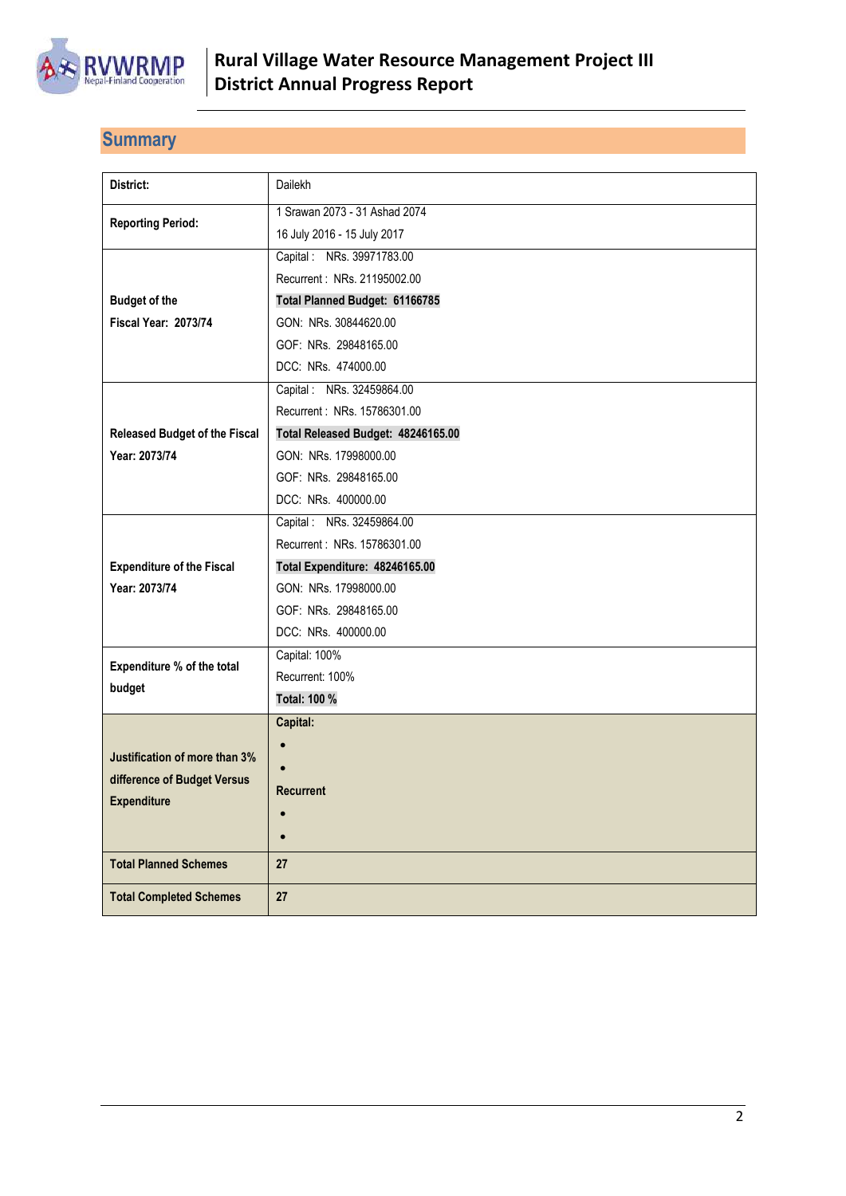## Summary

| District: | Dailekh |
|---|---|
| Reporting Period: | 1 Srawan 2073 - 31 Ashad 2074<br>16 July 2016 - 15 July 2017 |
| Budget of the Fiscal Year: 2073/74 | Capital : NRs. 39971783.00<br>Recurrent : NRs. 21195002.00<br>**Total Planned Budget: 61166785**<br>GON: NRs. 30844620.00<br>GOF: NRs. 29848165.00<br>DCC: NRs. 474000.00 |
| Released Budget of the Fiscal Year: 2073/74 | Capital : NRs. 32459864.00<br>Recurrent : NRs. 15786301.00<br>**Total Released Budget: 48246165.00**<br>GON: NRs. 17998000.00<br>GOF: NRs. 29848165.00<br>DCC: NRs. 400000.00 |
| Expenditure of the Fiscal Year: 2073/74 | Capital : NRs. 32459864.00<br>Recurrent : NRs. 15786301.00<br>**Total Expenditure: 48246165.00**<br>GON: NRs. 17998000.00<br>GOF: NRs. 29848165.00<br>DCC: NRs. 400000.00 |
| Expenditure % of the total budget | Capital: 100%<br>Recurrent: 100%<br>**Total: 100 %** |
| Justification of more than 3% difference of Budget Versus Expenditure | **Capital:**<br>•<br>•<br>**Recurrent**<br>•<br>• |
| Total Planned Schemes | 27 |
| Total Completed Schemes | 27 |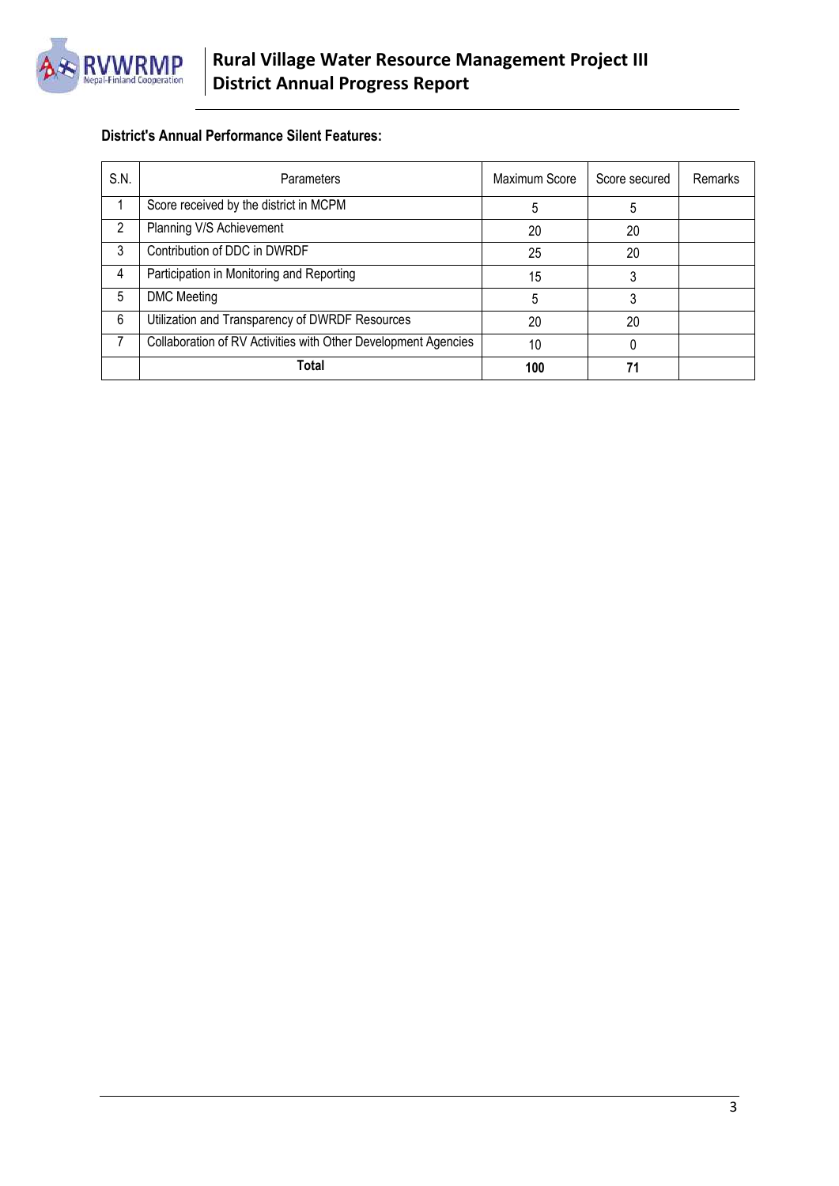**District's Annual Performance Silent Features:**

| S.N. | Parameters | Maximum Score | Score secured | Remarks |
|---|---|---|---|---|
| 1 | Score received by the district in MCPM | 5 | 5 | |
| 2 | Planning V/S Achievement | 20 | 20 | |
| 3 | Contribution of DDC in DWRDF | 25 | 20 | |
| 4 | Participation in Monitoring and Reporting | 15 | 3 | |
| 5 | DMC Meeting | 5 | 3 | |
| 6 | Utilization and Transparency of DWRDF Resources | 20 | 20 | |
| 7 | Collaboration of RV Activities with Other Development Agencies | 10 | 0 | |
| | **Total** | **100** | **71** | |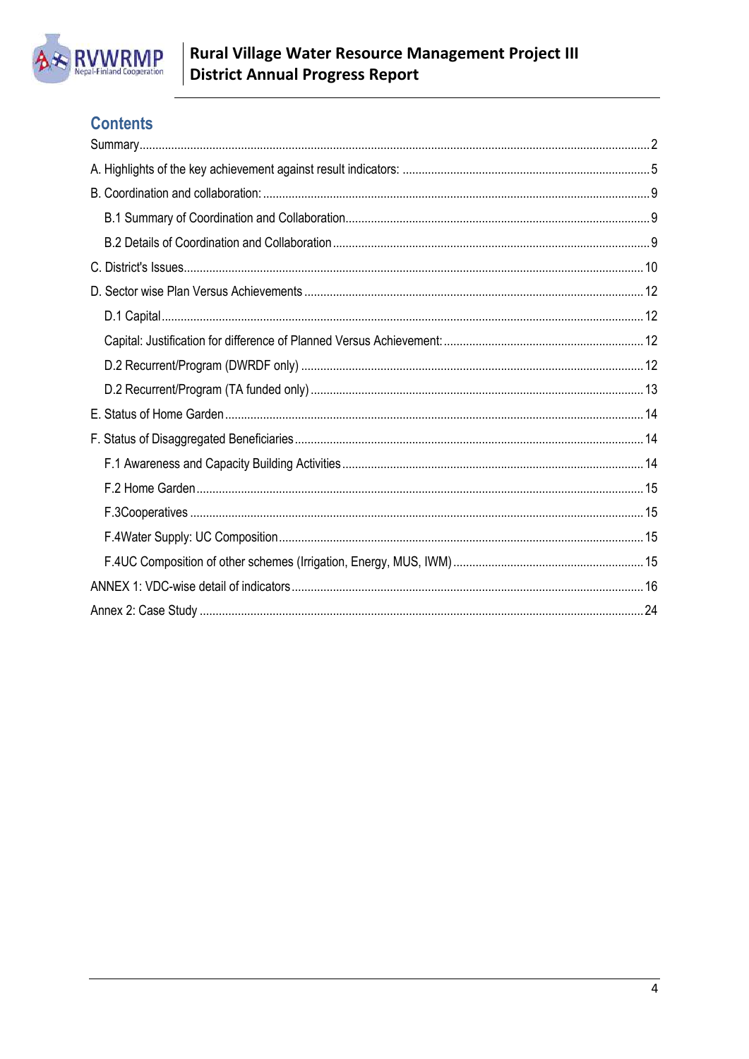## Contents

- Summary ... 2
- A. Highlights of the key achievement against result indicators: ... 5
- B. Coordination and collaboration: ... 9
  - B.1 Summary of Coordination and Collaboration ... 9
  - B.2 Details of Coordination and Collaboration ... 9
- C. District's Issues ... 10
- D. Sector wise Plan Versus Achievements ... 12
  - D.1 Capital ... 12
  - Capital: Justification for difference of Planned Versus Achievement: ... 12
  - D.2 Recurrent/Program (DWRDF only) ... 12
  - D.2 Recurrent/Program (TA funded only) ... 13
- E. Status of Home Garden ... 14
- F. Status of Disaggregated Beneficiaries ... 14
  - F.1 Awareness and Capacity Building Activities ... 14
  - F.2 Home Garden ... 15
  - F.3Cooperatives ... 15
  - F.4Water Supply: UC Composition ... 15
  - F.4UC Composition of other schemes (Irrigation, Energy, MUS, IWM) ... 15
- ANNEX 1: VDC-wise detail of indicators ... 16
- Annex 2: Case Study ... 24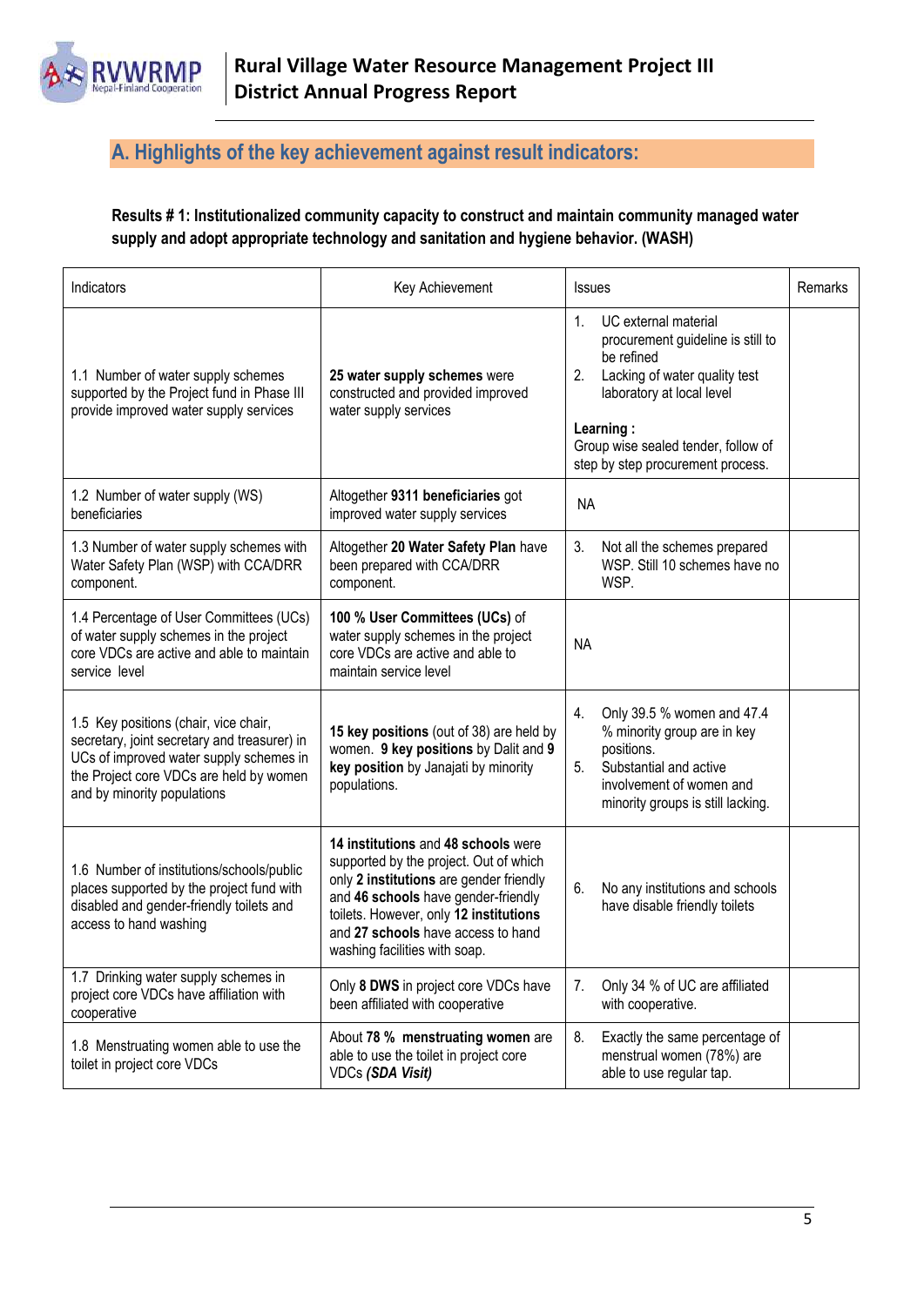## A. Highlights of the key achievement against result indicators:

**Results # 1: Institutionalized community capacity to construct and maintain community managed water supply and adopt appropriate technology and sanitation and hygiene behavior. (WASH)**

| Indicators | Key Achievement | Issues | Remarks |
|---|---|---|---|
| 1.1 Number of water supply schemes supported by the Project fund in Phase III provide improved water supply services | **25 water supply schemes** were constructed and provided improved water supply services | 1. UC external material procurement guideline is still to be refined<br>2. Lacking of water quality test laboratory at local level<br>**Learning :**<br>Group wise sealed tender, follow of step by step procurement process. | |
| 1.2 Number of water supply (WS) beneficiaries | Altogether **9311 beneficiaries** got improved water supply services | NA | |
| 1.3 Number of water supply schemes with Water Safety Plan (WSP) with CCA/DRR component. | Altogether **20 Water Safety Plan** have been prepared with CCA/DRR component. | 3. Not all the schemes prepared WSP. Still 10 schemes have no WSP. | |
| 1.4 Percentage of User Committees (UCs) of water supply schemes in the project core VDCs are active and able to maintain service level | **100 % User Committees (UCs)** of water supply schemes in the project core VDCs are active and able to maintain service level | NA | |
| 1.5 Key positions (chair, vice chair, secretary, joint secretary and treasurer) in UCs of improved water supply schemes in the Project core VDCs are held by women and by minority populations | **15 key positions** (out of 38) are held by women. **9 key positions** by Dalit and **9 key position** by Janajati by minority populations. | 4. Only 39.5 % women and 47.4 % minority group are in key positions.<br>5. Substantial and active involvement of women and minority groups is still lacking. | |
| 1.6 Number of institutions/schools/public places supported by the project fund with disabled and gender-friendly toilets and access to hand washing | **14 institutions** and **48 schools** were supported by the project. Out of which only **2 institutions** are gender friendly and **46 schools** have gender-friendly toilets. However, only **12 institutions** and **27 schools** have access to hand washing facilities with soap. | 6. No any institutions and schools have disable friendly toilets | |
| 1.7 Drinking water supply schemes in project core VDCs have affiliation with cooperative | Only **8 DWS** in project core VDCs have been affiliated with cooperative | 7. Only 34 % of UC are affiliated with cooperative. | |
| 1.8 Menstruating women able to use the toilet in project core VDCs | About **78 % menstruating women** are able to use the toilet in project core VDCs ***(SDA Visit)*** | 8. Exactly the same percentage of menstrual women (78%) are able to use regular tap. | |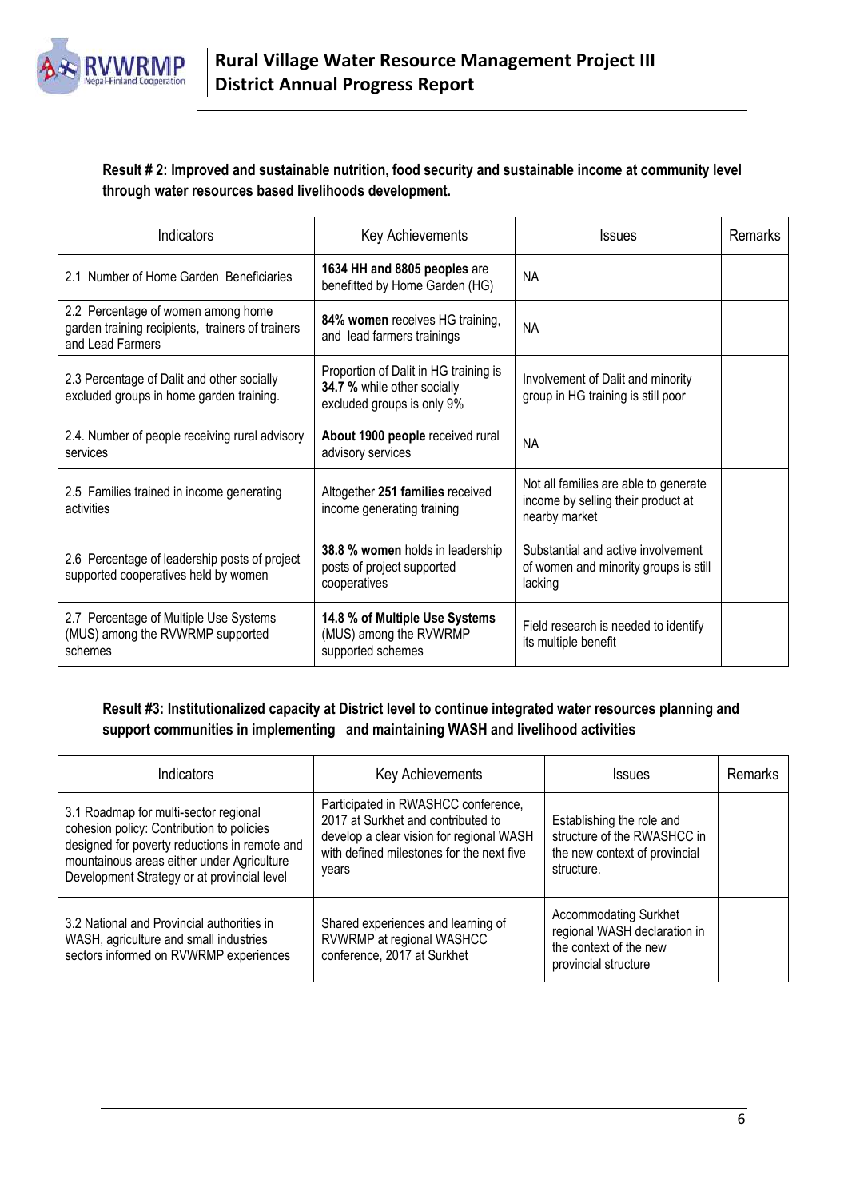**Result # 2: Improved and sustainable nutrition, food security and sustainable income at community level through water resources based livelihoods development.**

| Indicators | Key Achievements | Issues | Remarks |
|---|---|---|---|
| 2.1 Number of Home Garden Beneficiaries | **1634 HH and 8805 peoples** are benefitted by Home Garden (HG) | NA | |
| 2.2 Percentage of women among home garden training recipients, trainers of trainers and Lead Farmers | **84% women** receives HG training, and lead farmers trainings | NA | |
| 2.3 Percentage of Dalit and other socially excluded groups in home garden training. | Proportion of Dalit in HG training is **34.7 %** while other socially excluded groups is only 9% | Involvement of Dalit and minority group in HG training is still poor | |
| 2.4. Number of people receiving rural advisory services | **About 1900 people** received rural advisory services | NA | |
| 2.5 Families trained in income generating activities | Altogether **251 families** received income generating training | Not all families are able to generate income by selling their product at nearby market | |
| 2.6 Percentage of leadership posts of project supported cooperatives held by women | **38.8 % women** holds in leadership posts of project supported cooperatives | Substantial and active involvement of women and minority groups is still lacking | |
| 2.7 Percentage of Multiple Use Systems (MUS) among the RVWRMP supported schemes | **14.8 % of Multiple Use Systems** (MUS) among the RVWRMP supported schemes | Field research is needed to identify its multiple benefit | |

**Result #3: Institutionalized capacity at District level to continue integrated water resources planning and support communities in implementing and maintaining WASH and livelihood activities**

| Indicators | Key Achievements | Issues | Remarks |
|---|---|---|---|
| 3.1 Roadmap for multi-sector regional cohesion policy: Contribution to policies designed for poverty reductions in remote and mountainous areas either under Agriculture Development Strategy or at provincial level | Participated in RWASHCC conference, 2017 at Surkhet and contributed to develop a clear vision for regional WASH with defined milestones for the next five years | Establishing the role and structure of the RWASHCC in the new context of provincial structure. | |
| 3.2 National and Provincial authorities in WASH, agriculture and small industries sectors informed on RVWRMP experiences | Shared experiences and learning of RVWRMP at regional WASHCC conference, 2017 at Surkhet | Accommodating Surkhet regional WASH declaration in the context of the new provincial structure | |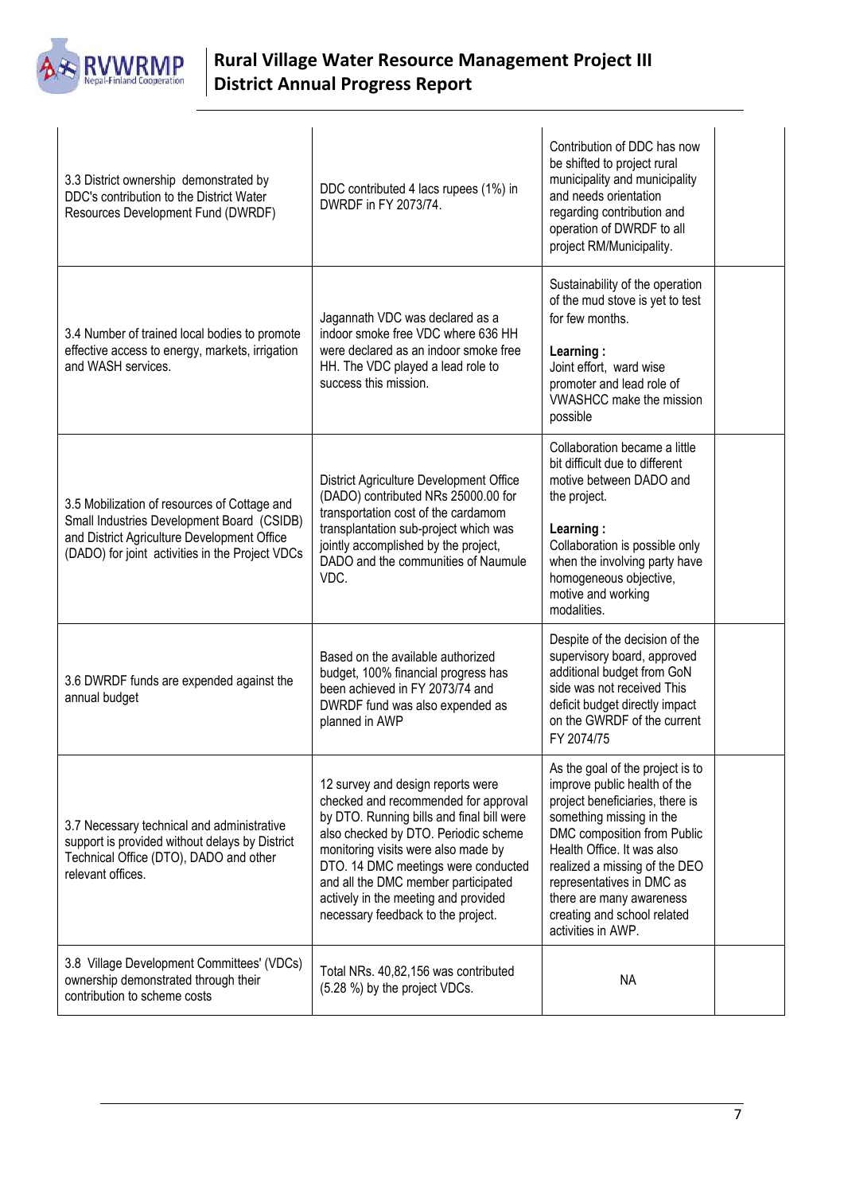| | | | |
|---|---|---|---|
| 3.3 District ownership demonstrated by DDC's contribution to the District Water Resources Development Fund (DWRDF) | DDC contributed 4 lacs rupees (1%) in DWRDF in FY 2073/74. | Contribution of DDC has now be shifted to project rural municipality and municipality and needs orientation regarding contribution and operation of DWRDF to all project RM/Municipality. | |
| 3.4 Number of trained local bodies to promote effective access to energy, markets, irrigation and WASH services. | Jagannath VDC was declared as a indoor smoke free VDC where 636 HH were declared as an indoor smoke free HH. The VDC played a lead role to success this mission. | Sustainability of the operation of the mud stove is yet to test for few months.<br><br>**Learning :**<br>Joint effort, ward wise promoter and lead role of VWASHCC make the mission possible | |
| 3.5 Mobilization of resources of Cottage and Small Industries Development Board (CSIDB) and District Agriculture Development Office (DADO) for joint activities in the Project VDCs | District Agriculture Development Office (DADO) contributed NRs 25000.00 for transportation cost of the cardamom transplantation sub-project which was jointly accomplished by the project, DADO and the communities of Naumule VDC. | Collaboration became a little bit difficult due to different motive between DADO and the project.<br><br>**Learning :**<br>Collaboration is possible only when the involving party have homogeneous objective, motive and working modalities. | |
| 3.6 DWRDF funds are expended against the annual budget | Based on the available authorized budget, 100% financial progress has been achieved in FY 2073/74 and DWRDF fund was also expended as planned in AWP | Despite of the decision of the supervisory board, approved additional budget from GoN side was not received This deficit budget directly impact on the GWRDF of the current FY 2074/75 | |
| 3.7 Necessary technical and administrative support is provided without delays by District Technical Office (DTO), DADO and other relevant offices. | 12 survey and design reports were checked and recommended for approval by DTO. Running bills and final bill were also checked by DTO. Periodic scheme monitoring visits were also made by DTO. 14 DMC meetings were conducted and all the DMC member participated actively in the meeting and provided necessary feedback to the project. | As the goal of the project is to improve public health of the project beneficiaries, there is something missing in the DMC composition from Public Health Office. It was also realized a missing of the DEO representatives in DMC as there are many awareness creating and school related activities in AWP. | |
| 3.8 Village Development Committees' (VDCs) ownership demonstrated through their contribution to scheme costs | Total NRs. 40,82,156 was contributed (5.28 %) by the project VDCs. | NA | |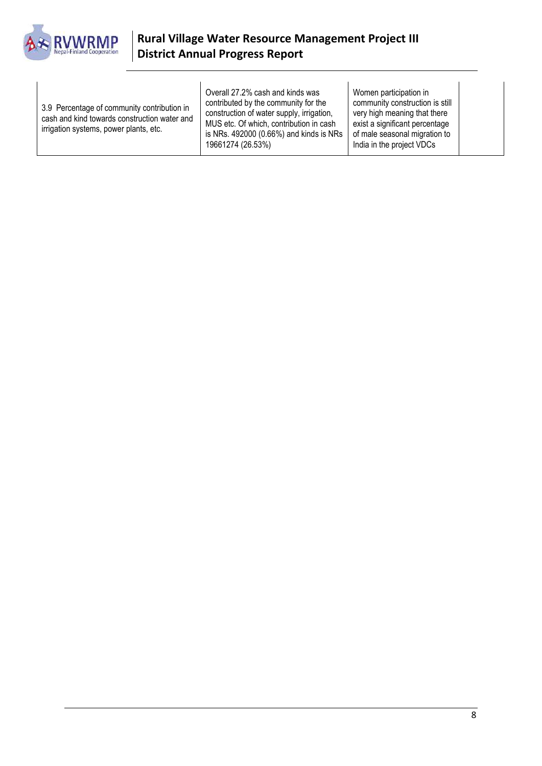| | | | |
|---|---|---|---|
| 3.9 Percentage of community contribution in cash and kind towards construction water and irrigation systems, power plants, etc. | Overall 27.2% cash and kinds was contributed by the community for the construction of water supply, irrigation, MUS etc. Of which, contribution in cash is NRs. 492000 (0.66%) and kinds is NRs 19661274 (26.53%) | Women participation in community construction is still very high meaning that there exist a significant percentage of male seasonal migration to India in the project VDCs | |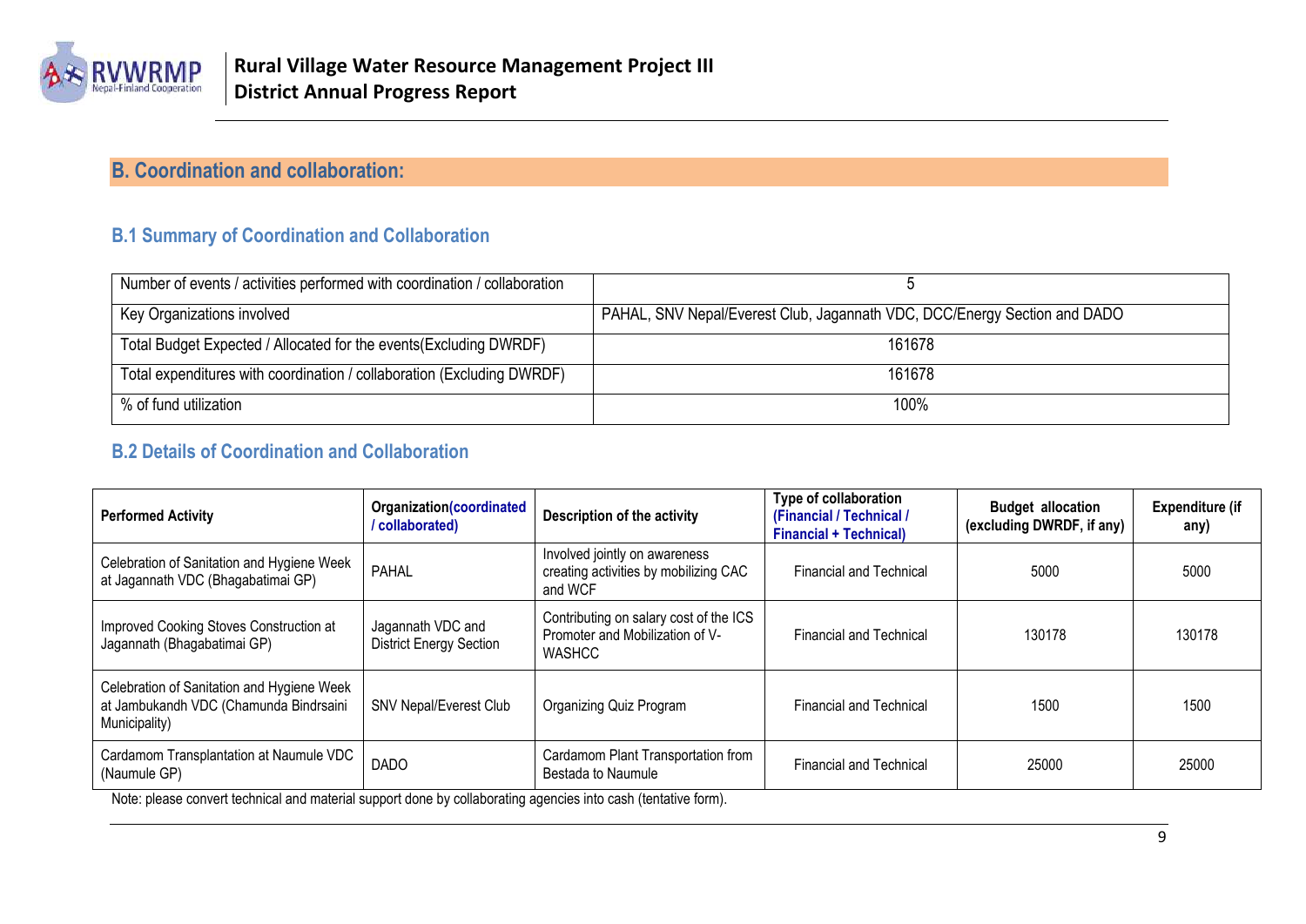## B. Coordination and collaboration:

### B.1 Summary of Coordination and Collaboration

| Number of events / activities performed with coordination / collaboration | 5 |
|---|---|
| Key Organizations involved | PAHAL, SNV Nepal/Everest Club, Jagannath VDC, DCC/Energy Section and DADO |
| Total Budget Expected / Allocated for the events(Excluding DWRDF) | 161678 |
| Total expenditures with coordination / collaboration (Excluding DWRDF) | 161678 |
| % of fund utilization | 100% |

### B.2 Details of Coordination and Collaboration

| Performed Activity | Organization(coordinated / collaborated) | Description of the activity | Type of collaboration (Financial / Technical / Financial + Technical) | Budget allocation (excluding DWRDF, if any) | Expenditure (if any) |
|---|---|---|---|---|---|
| Celebration of Sanitation and Hygiene Week at Jagannath VDC (Bhagabatimai GP) | PAHAL | Involved jointly on awareness creating activities by mobilizing CAC and WCF | Financial and Technical | 5000 | 5000 |
| Improved Cooking Stoves Construction at Jagannath (Bhagabatimai GP) | Jagannath VDC and District Energy Section | Contributing on salary cost of the ICS Promoter and Mobilization of V-WASHCC | Financial and Technical | 130178 | 130178 |
| Celebration of Sanitation and Hygiene Week at Jambukandh VDC (Chamunda Bindrsaini Municipality) | SNV Nepal/Everest Club | Organizing Quiz Program | Financial and Technical | 1500 | 1500 |
| Cardamom Transplantation at Naumule VDC (Naumule GP) | DADO | Cardamom Plant Transportation from Bestada to Naumule | Financial and Technical | 25000 | 25000 |

Note: please convert technical and material support done by collaborating agencies into cash (tentative form).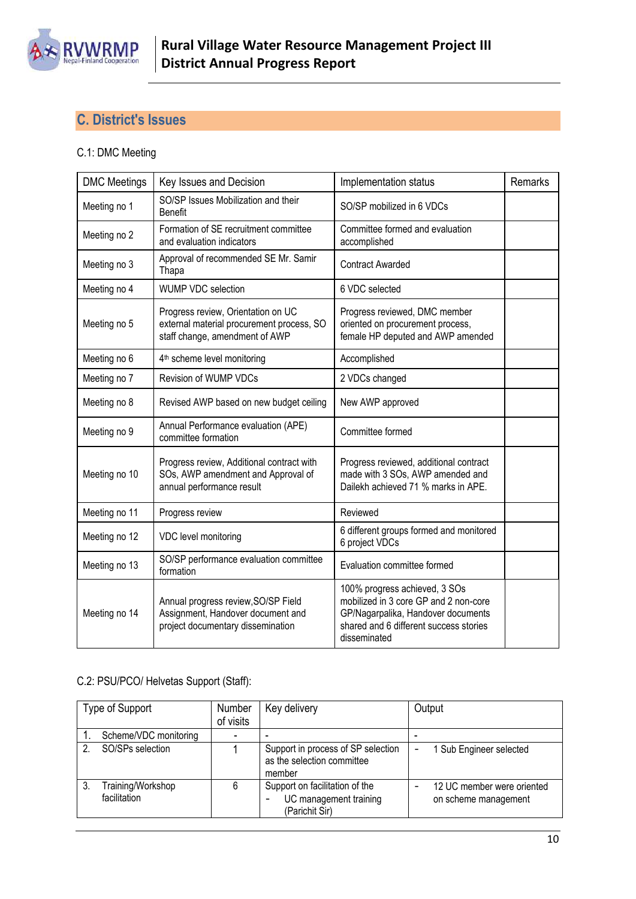## C. District's Issues

C.1: DMC Meeting

| DMC Meetings | Key Issues and Decision | Implementation status | Remarks |
|---|---|---|---|
| Meeting no 1 | SO/SP Issues Mobilization and their Benefit | SO/SP mobilized in 6 VDCs | |
| Meeting no 2 | Formation of SE recruitment committee and evaluation indicators | Committee formed and evaluation accomplished | |
| Meeting no 3 | Approval of recommended SE Mr. Samir Thapa | Contract Awarded | |
| Meeting no 4 | WUMP VDC selection | 6 VDC selected | |
| Meeting no 5 | Progress review, Orientation on UC external material procurement process, SO staff change, amendment of AWP | Progress reviewed, DMC member oriented on procurement process, female HP deputed and AWP amended | |
| Meeting no 6 | 4th scheme level monitoring | Accomplished | |
| Meeting no 7 | Revision of WUMP VDCs | 2 VDCs changed | |
| Meeting no 8 | Revised AWP based on new budget ceiling | New AWP approved | |
| Meeting no 9 | Annual Performance evaluation (APE) committee formation | Committee formed | |
| Meeting no 10 | Progress review, Additional contract with SOs, AWP amendment and Approval of annual performance result | Progress reviewed, additional contract made with 3 SOs, AWP amended and Dailekh achieved 71 % marks in APE. | |
| Meeting no 11 | Progress review | Reviewed | |
| Meeting no 12 | VDC level monitoring | 6 different groups formed and monitored 6 project VDCs | |
| Meeting no 13 | SO/SP performance evaluation committee formation | Evaluation committee formed | |
| Meeting no 14 | Annual progress review,SO/SP Field Assignment, Handover document and project documentary dissemination | 100% progress achieved, 3 SOs mobilized in 3 core GP and 2 non-core GP/Nagarpalika, Handover documents shared and 6 different success stories disseminated | |

C.2: PSU/PCO/ Helvetas Support (Staff):

| Type of Support | Number of visits | Key delivery | Output |
|---|---|---|---|
| 1. Scheme/VDC monitoring | - | - | - |
| 2. SO/SPs selection | 1 | Support in process of SP selection as the selection committee member | - 1 Sub Engineer selected |
| 3. Training/Workshop facilitation | 6 | Support on facilitation of the<br>- UC management training (Parichit Sir) | - 12 UC member were oriented on scheme management |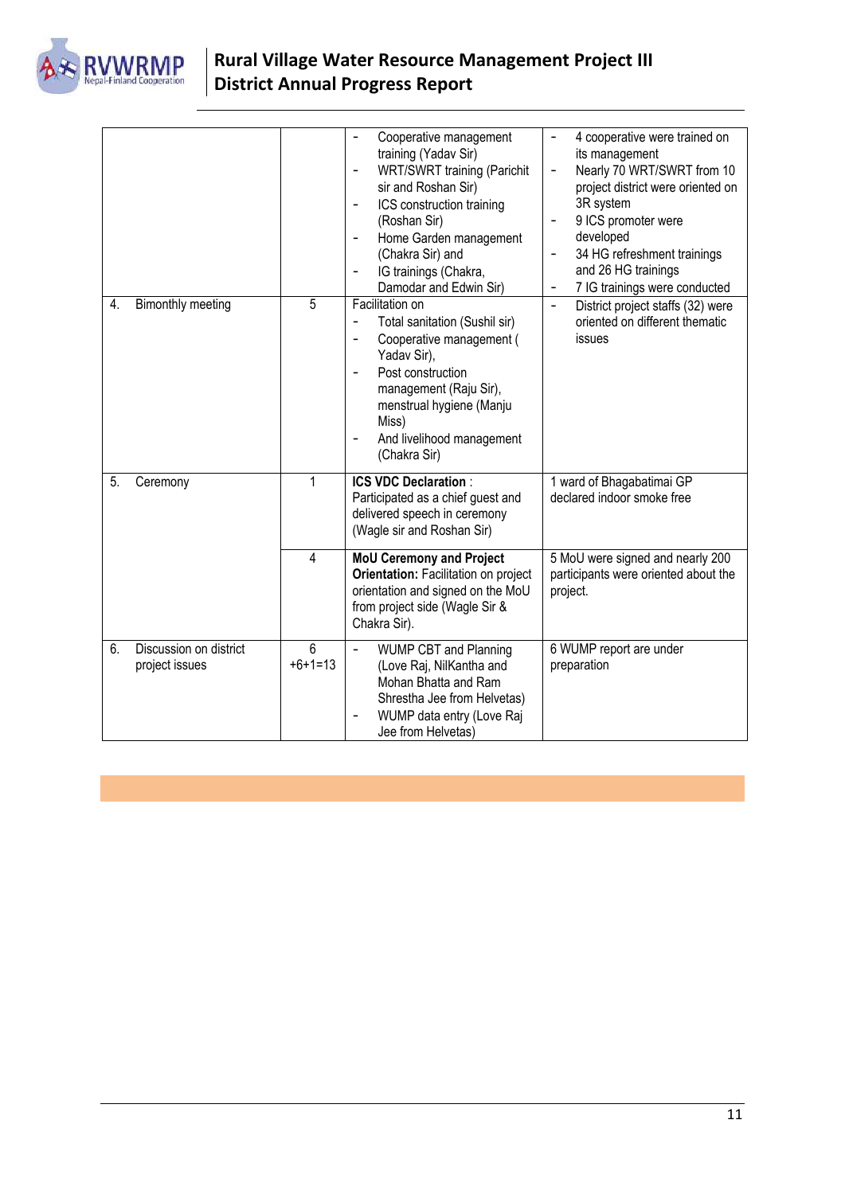| | | | |
|---|---|---|---|
| | | - Cooperative management training (Yadav Sir)<br>- WRT/SWRT training (Parichit sir and Roshan Sir)<br>- ICS construction training (Roshan Sir)<br>- Home Garden management (Chakra Sir) and<br>- IG trainings (Chakra, Damodar and Edwin Sir) | - 4 cooperative were trained on its management<br>- Nearly 70 WRT/SWRT from 10 project district were oriented on 3R system<br>- 9 ICS promoter were developed<br>- 34 HG refreshment trainings and 26 HG trainings<br>- 7 IG trainings were conducted |
| 4. Bimonthly meeting | 5 | Facilitation on<br>- Total sanitation (Sushil sir)<br>- Cooperative management ( Yadav Sir),<br>- Post construction management (Raju Sir), menstrual hygiene (Manju Miss)<br>- And livelihood management (Chakra Sir) | - District project staffs (32) were oriented on different thematic issues |
| 5. Ceremony | 1 | **ICS VDC Declaration** : Participated as a chief guest and delivered speech in ceremony (Wagle sir and Roshan Sir) | 1 ward of Bhagabatimai GP declared indoor smoke free |
| | 4 | **MoU Ceremony and Project Orientation:** Facilitation on project orientation and signed on the MoU from project side (Wagle Sir & Chakra Sir). | 5 MoU were signed and nearly 200 participants were oriented about the project. |
| 6. Discussion on district project issues | 6 +6+1=13 | - WUMP CBT and Planning (Love Raj, NilKantha and Mohan Bhatta and Ram Shrestha Jee from Helvetas)<br>- WUMP data entry (Love Raj Jee from Helvetas) | 6 WUMP report are under preparation |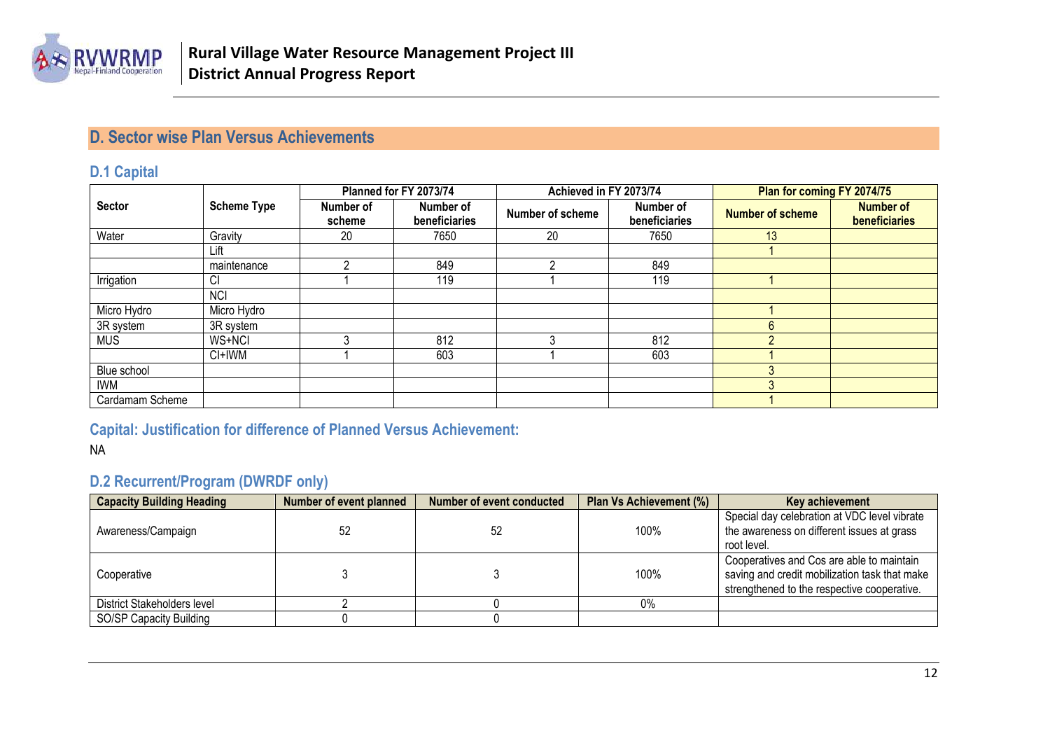## D. Sector wise Plan Versus Achievements

### D.1 Capital

| Sector | Scheme Type | Planned for FY 2073/74 | | Achieved in FY 2073/74 | | Plan for coming FY 2074/75 | |
|---|---|---|---|---|---|---|---|
| | | Number of scheme | Number of beneficiaries | Number of scheme | Number of beneficiaries | Number of scheme | Number of beneficiaries |
| Water | Gravity | 20 | 7650 | 20 | 7650 | 13 | |
| | Lift | | | | | 1 | |
| | maintenance | 2 | 849 | 2 | 849 | | |
| Irrigation | CI | 1 | 119 | 1 | 119 | 1 | |
| | NCI | | | | | | |
| Micro Hydro | Micro Hydro | | | | | 1 | |
| 3R system | 3R system | | | | | 6 | |
| MUS | WS+NCI | 3 | 812 | 3 | 812 | 2 | |
| | CI+IWM | 1 | 603 | 1 | 603 | 1 | |
| Blue school | | | | | | 3 | |
| IWM | | | | | | 3 | |
| Cardamam Scheme | | | | | | 1 | |

### Capital: Justification for difference of Planned Versus Achievement:

NA

### D.2 Recurrent/Program (DWRDF only)

| Capacity Building Heading | Number of event planned | Number of event conducted | Plan Vs Achievement (%) | Key achievement |
|---|---|---|---|---|
| Awareness/Campaign | 52 | 52 | 100% | Special day celebration at VDC level vibrate the awareness on different issues at grass root level. |
| Cooperative | 3 | 3 | 100% | Cooperatives and Cos are able to maintain saving and credit mobilization task that make strengthened to the respective cooperative. |
| District Stakeholders level | 2 | 0 | 0% | |
| SO/SP Capacity Building | 0 | 0 | | |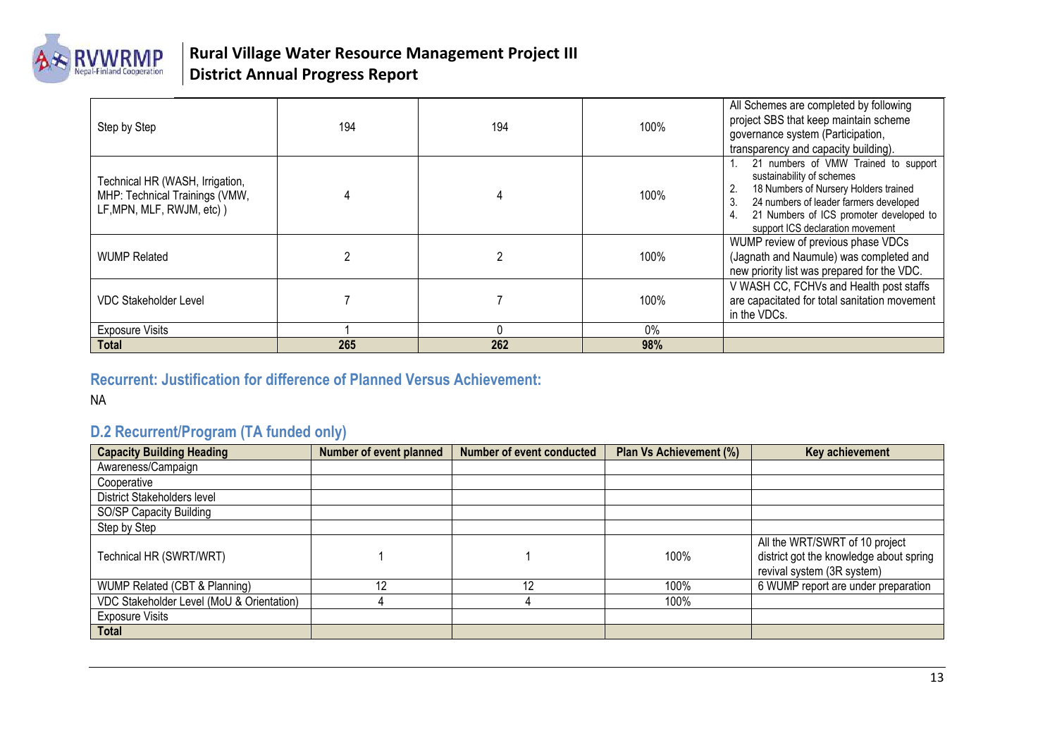| | | | | |
|---|---|---|---|---|
| Step by Step | 194 | 194 | 100% | All Schemes are completed by following project SBS that keep maintain scheme governance system (Participation, transparency and capacity building). |
| Technical HR (WASH, Irrigation, MHP: Technical Trainings (VMW, LF,MPN, MLF, RWJM, etc) ) | 4 | 4 | 100% | 1. 21 numbers of VMW Trained to support sustainability of schemes<br>2. 18 Numbers of Nursery Holders trained<br>3. 24 numbers of leader farmers developed<br>4. 21 Numbers of ICS promoter developed to support ICS declaration movement |
| WUMP Related | 2 | 2 | 100% | WUMP review of previous phase VDCs (Jagnath and Naumule) was completed and new priority list was prepared for the VDC. |
| VDC Stakeholder Level | 7 | 7 | 100% | V WASH CC, FCHVs and Health post staffs are capacitated for total sanitation movement in the VDCs. |
| Exposure Visits | 1 | 0 | 0% | |
| **Total** | **265** | **262** | **98%** | |

### Recurrent: Justification for difference of Planned Versus Achievement:

NA

## D.2 Recurrent/Program (TA funded only)

| Capacity Building Heading | Number of event planned | Number of event conducted | Plan Vs Achievement (%) | Key achievement |
|---|---|---|---|---|
| Awareness/Campaign | | | | |
| Cooperative | | | | |
| District Stakeholders level | | | | |
| SO/SP Capacity Building | | | | |
| Step by Step | | | | |
| Technical HR (SWRT/WRT) | 1 | 1 | 100% | All the WRT/SWRT of 10 project district got the knowledge about spring revival system (3R system) |
| WUMP Related (CBT & Planning) | 12 | 12 | 100% | 6 WUMP report are under preparation |
| VDC Stakeholder Level (MoU & Orientation) | 4 | 4 | 100% | |
| Exposure Visits | | | | |
| **Total** | | | | |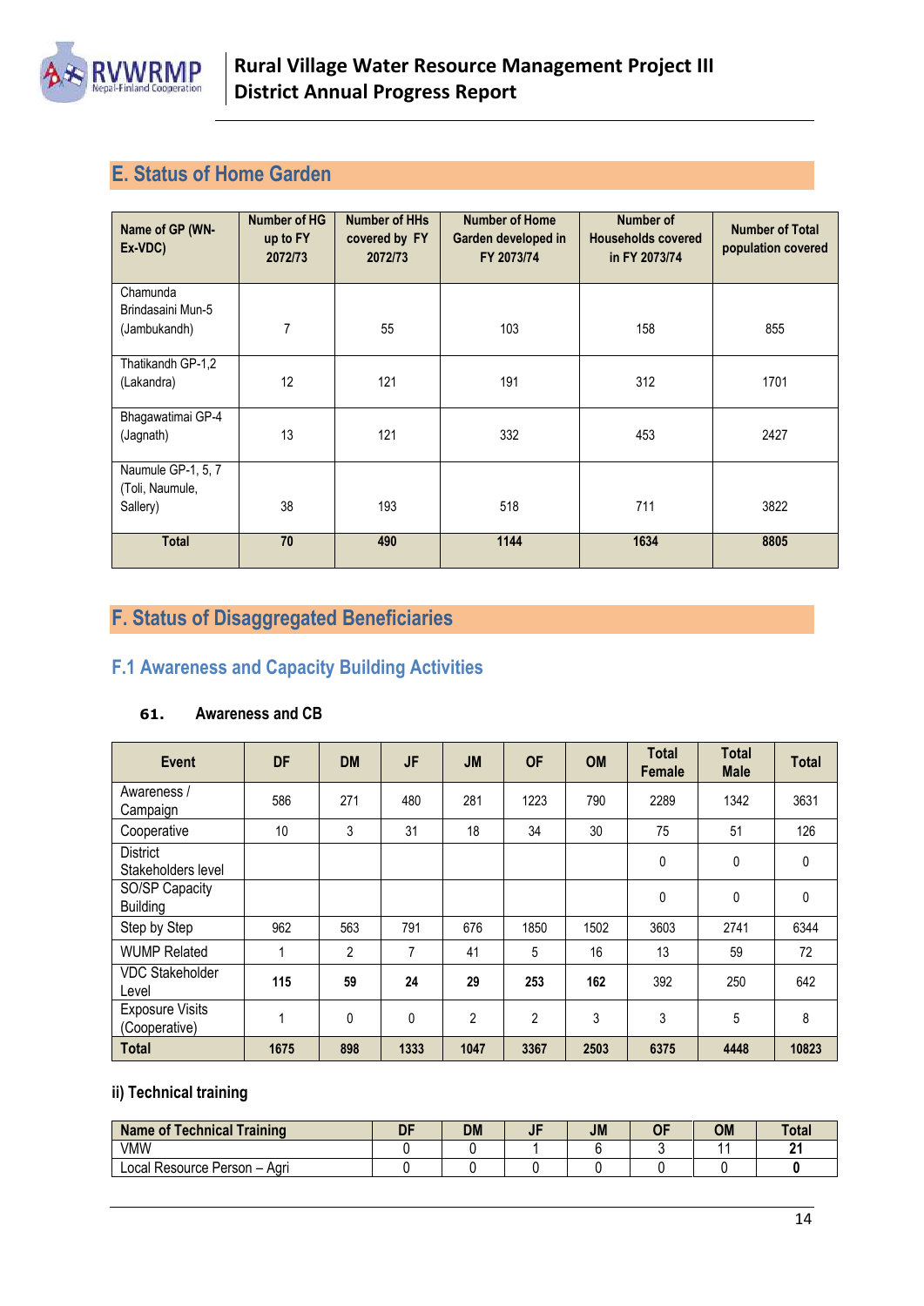## E. Status of Home Garden

| Name of GP (WN-Ex-VDC) | Number of HG up to FY 2072/73 | Number of HHs covered by FY 2072/73 | Number of Home Garden developed in FY 2073/74 | Number of Households covered in FY 2073/74 | Number of Total population covered |
|---|---|---|---|---|---|
| Chamunda Brindasaini Mun-5 (Jambukandh) | 7 | 55 | 103 | 158 | 855 |
| Thatikandh GP-1,2 (Lakandra) | 12 | 121 | 191 | 312 | 1701 |
| Bhagawatimai GP-4 (Jagnath) | 13 | 121 | 332 | 453 | 2427 |
| Naumule GP-1, 5, 7 (Toli, Naumule, Sallery) | 38 | 193 | 518 | 711 | 3822 |
| **Total** | **70** | **490** | **1144** | **1634** | **8805** |

## F. Status of Disaggregated Beneficiaries

### F.1 Awareness and Capacity Building Activities

**61. Awareness and CB**

| Event | DF | DM | JF | JM | OF | OM | Total Female | Total Male | Total |
|---|---|---|---|---|---|---|---|---|---|
| Awareness / Campaign | 586 | 271 | 480 | 281 | 1223 | 790 | 2289 | 1342 | 3631 |
| Cooperative | 10 | 3 | 31 | 18 | 34 | 30 | 75 | 51 | 126 |
| District Stakeholders level | | | | | | | 0 | 0 | 0 |
| SO/SP Capacity Building | | | | | | | 0 | 0 | 0 |
| Step by Step | 962 | 563 | 791 | 676 | 1850 | 1502 | 3603 | 2741 | 6344 |
| WUMP Related | 1 | 2 | 7 | 41 | 5 | 16 | 13 | 59 | 72 |
| VDC Stakeholder Level | **115** | **59** | **24** | **29** | **253** | **162** | 392 | 250 | 642 |
| Exposure Visits (Cooperative) | 1 | 0 | 0 | 2 | 2 | 3 | 3 | 5 | 8 |
| **Total** | **1675** | **898** | **1333** | **1047** | **3367** | **2503** | **6375** | **4448** | **10823** |

**ii) Technical training**

| Name of Technical Training | DF | DM | JF | JM | OF | OM | Total |
|---|---|---|---|---|---|---|---|
| VMW | 0 | 0 | 1 | 6 | 3 | 11 | **21** |
| Local Resource Person – Agri | 0 | 0 | 0 | 0 | 0 | 0 | **0** |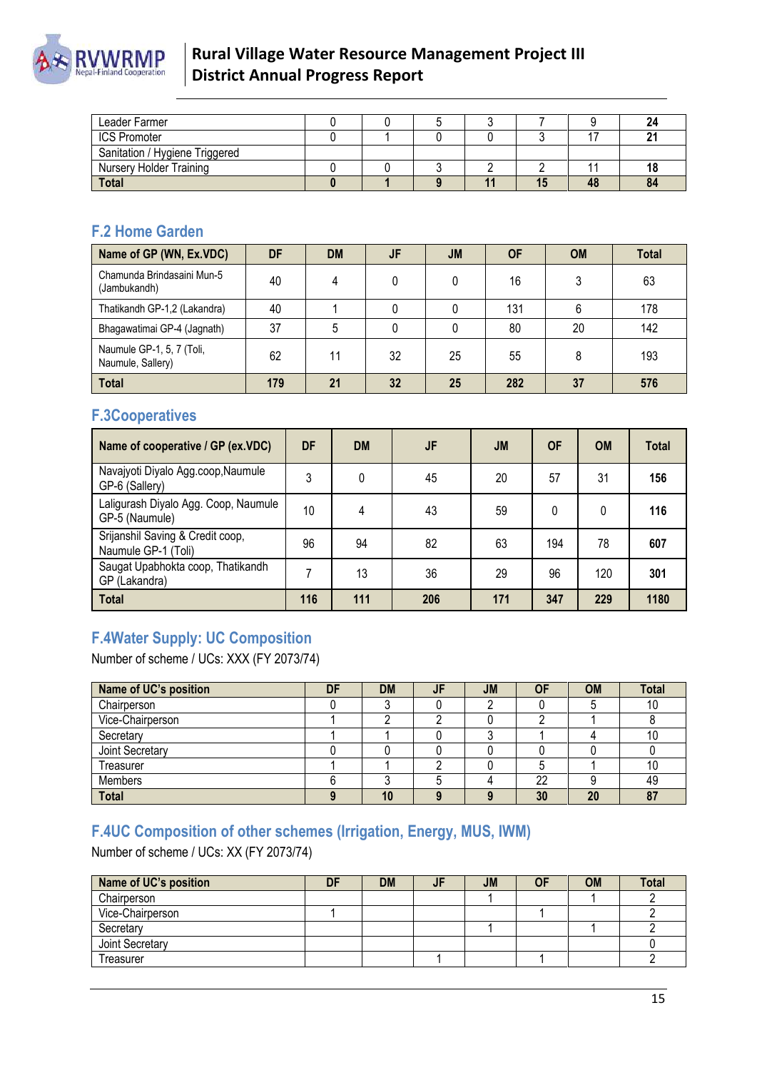| | | | | | | | |
|---|---|---|---|---|---|---|---|
| Leader Farmer | 0 | 0 | 5 | 3 | 7 | 9 | **24** |
| ICS Promoter | 0 | 1 | 0 | 0 | 3 | 17 | **21** |
| Sanitation / Hygiene Triggered | | | | | | | |
| Nursery Holder Training | 0 | 0 | 3 | 2 | 2 | 11 | **18** |
| **Total** | **0** | **1** | **9** | **11** | **15** | **48** | **84** |

## F.2 Home Garden

| Name of GP (WN, Ex.VDC) | DF | DM | JF | JM | OF | OM | Total |
|---|---|---|---|---|---|---|---|
| Chamunda Brindasaini Mun-5 (Jambukandh) | 40 | 4 | 0 | 0 | 16 | 3 | 63 |
| Thatikandh GP-1,2 (Lakandra) | 40 | 1 | 0 | 0 | 131 | 6 | 178 |
| Bhagawatimai GP-4 (Jagnath) | 37 | 5 | 0 | 0 | 80 | 20 | 142 |
| Naumule GP-1, 5, 7 (Toli, Naumule, Sallery) | 62 | 11 | 32 | 25 | 55 | 8 | 193 |
| **Total** | **179** | **21** | **32** | **25** | **282** | **37** | **576** |

## F.3Cooperatives

| Name of cooperative / GP (ex.VDC) | DF | DM | JF | JM | OF | OM | Total |
|---|---|---|---|---|---|---|---|
| Navajyoti Diyalo Agg.coop,Naumule GP-6 (Sallery) | 3 | 0 | 45 | 20 | 57 | 31 | **156** |
| Laligurash Diyalo Agg. Coop, Naumule GP-5 (Naumule) | 10 | 4 | 43 | 59 | 0 | 0 | **116** |
| Srijanshil Saving & Credit coop, Naumule GP-1 (Toli) | 96 | 94 | 82 | 63 | 194 | 78 | **607** |
| Saugat Upabhokta coop, Thatikandh GP (Lakandra) | 7 | 13 | 36 | 29 | 96 | 120 | **301** |
| **Total** | **116** | **111** | **206** | **171** | **347** | **229** | **1180** |

## F.4Water Supply: UC Composition

Number of scheme / UCs: XXX (FY 2073/74)

| Name of UC's position | DF | DM | JF | JM | OF | OM | Total |
|---|---|---|---|---|---|---|---|
| Chairperson | 0 | 3 | 0 | 2 | 0 | 5 | 10 |
| Vice-Chairperson | 1 | 2 | 2 | 0 | 2 | 1 | 8 |
| Secretary | 1 | 1 | 0 | 3 | 1 | 4 | 10 |
| Joint Secretary | 0 | 0 | 0 | 0 | 0 | 0 | 0 |
| Treasurer | 1 | 1 | 2 | 0 | 5 | 1 | 10 |
| Members | 6 | 3 | 5 | 4 | 22 | 9 | 49 |
| **Total** | **9** | **10** | **9** | **9** | **30** | **20** | **87** |

## F.4UC Composition of other schemes (Irrigation, Energy, MUS, IWM)

Number of scheme / UCs: XX (FY 2073/74)

| Name of UC's position | DF | DM | JF | JM | OF | OM | Total |
|---|---|---|---|---|---|---|---|
| Chairperson | | | | 1 | | 1 | 2 |
| Vice-Chairperson | 1 | | | | 1 | | 2 |
| Secretary | | | | 1 | | 1 | 2 |
| Joint Secretary | | | | | | | 0 |
| Treasurer | | | 1 | | 1 | | 2 |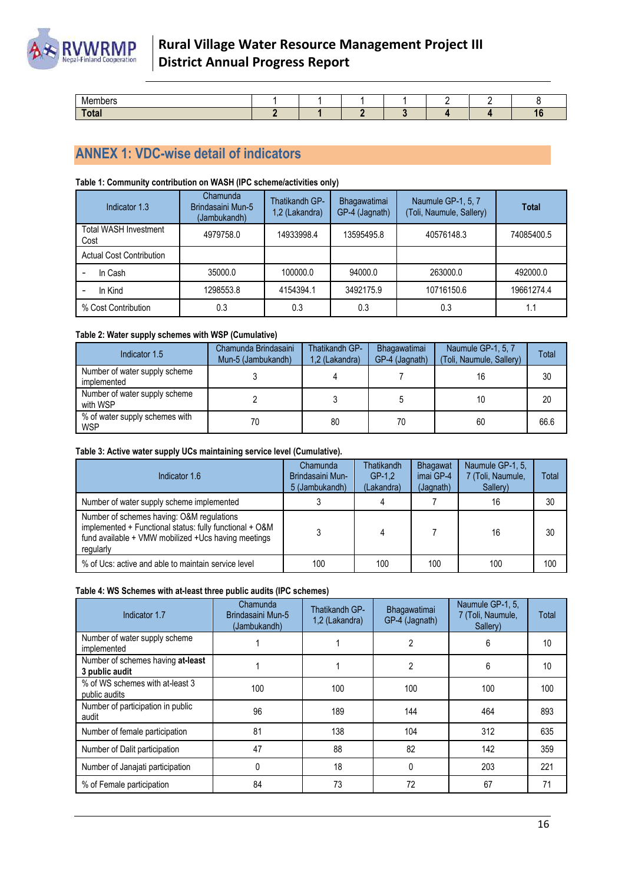| Members | 1 | 1 | 1 | 1 | 2 | 2 | 8 |
|---|---|---|---|---|---|---|---|
| **Total** | **2** | **1** | **2** | **3** | **4** | **4** | **16** |

## ANNEX 1: VDC-wise detail of indicators

**Table 1: Community contribution on WASH (IPC scheme/activities only)**

| Indicator 1.3 | Chamunda Brindasaini Mun-5 (Jambukandh) | Thatikandh GP-1,2 (Lakandra) | Bhagawatimai GP-4 (Jagnath) | Naumule GP-1, 5, 7 (Toli, Naumule, Sallery) | **Total** |
|---|---|---|---|---|---|
| Total WASH Investment Cost | 4979758.0 | 14933998.4 | 13595495.8 | 40576148.3 | 74085400.5 |
| Actual Cost Contribution | | | | | |
| - In Cash | 35000.0 | 100000.0 | 94000.0 | 263000.0 | 492000.0 |
| - In Kind | 1298553.8 | 4154394.1 | 3492175.9 | 10716150.6 | 19661274.4 |
| % Cost Contribution | 0.3 | 0.3 | 0.3 | 0.3 | 1.1 |

**Table 2: Water supply schemes with WSP (Cumulative)**

| Indicator 1.5 | Chamunda Brindasaini Mun-5 (Jambukandh) | Thatikandh GP-1,2 (Lakandra) | Bhagawatimai GP-4 (Jagnath) | Naumule GP-1, 5, 7 (Toli, Naumule, Sallery) | Total |
|---|---|---|---|---|---|
| Number of water supply scheme implemented | 3 | 4 | 7 | 16 | 30 |
| Number of water supply scheme with WSP | 2 | 3 | 5 | 10 | 20 |
| % of water supply schemes with WSP | 70 | 80 | 70 | 60 | 66.6 |

**Table 3: Active water supply UCs maintaining service level (Cumulative).**

| Indicator 1.6 | Chamunda Brindasaini Mun-5 (Jambukandh) | Thatikandh GP-1,2 (Lakandra) | Bhagawatimai GP-4 (Jagnath) | Naumule GP-1, 5, 7 (Toli, Naumule, Sallery) | Total |
|---|---|---|---|---|---|
| Number of water supply scheme implemented | 3 | 4 | 7 | 16 | 30 |
| Number of schemes having: O&M regulations implemented + Functional status: fully functional + O&M fund available + VMW mobilized +Ucs having meetings regularly | 3 | 4 | 7 | 16 | 30 |
| % of Ucs: active and able to maintain service level | 100 | 100 | 100 | 100 | 100 |

**Table 4: WS Schemes with at-least three public audits (IPC schemes)**

| Indicator 1.7 | Chamunda Brindasaini Mun-5 (Jambukandh) | Thatikandh GP-1,2 (Lakandra) | Bhagawatimai GP-4 (Jagnath) | Naumule GP-1, 5, 7 (Toli, Naumule, Sallery) | Total |
|---|---|---|---|---|---|
| Number of water supply scheme implemented | 1 | 1 | 2 | 6 | 10 |
| Number of schemes having **at-least 3 public audit** | 1 | 1 | 2 | 6 | 10 |
| % of WS schemes with at-least 3 public audits | 100 | 100 | 100 | 100 | 100 |
| Number of participation in public audit | 96 | 189 | 144 | 464 | 893 |
| Number of female participation | 81 | 138 | 104 | 312 | 635 |
| Number of Dalit participation | 47 | 88 | 82 | 142 | 359 |
| Number of Janajati participation | 0 | 18 | 0 | 203 | 221 |
| % of Female participation | 84 | 73 | 72 | 67 | 71 |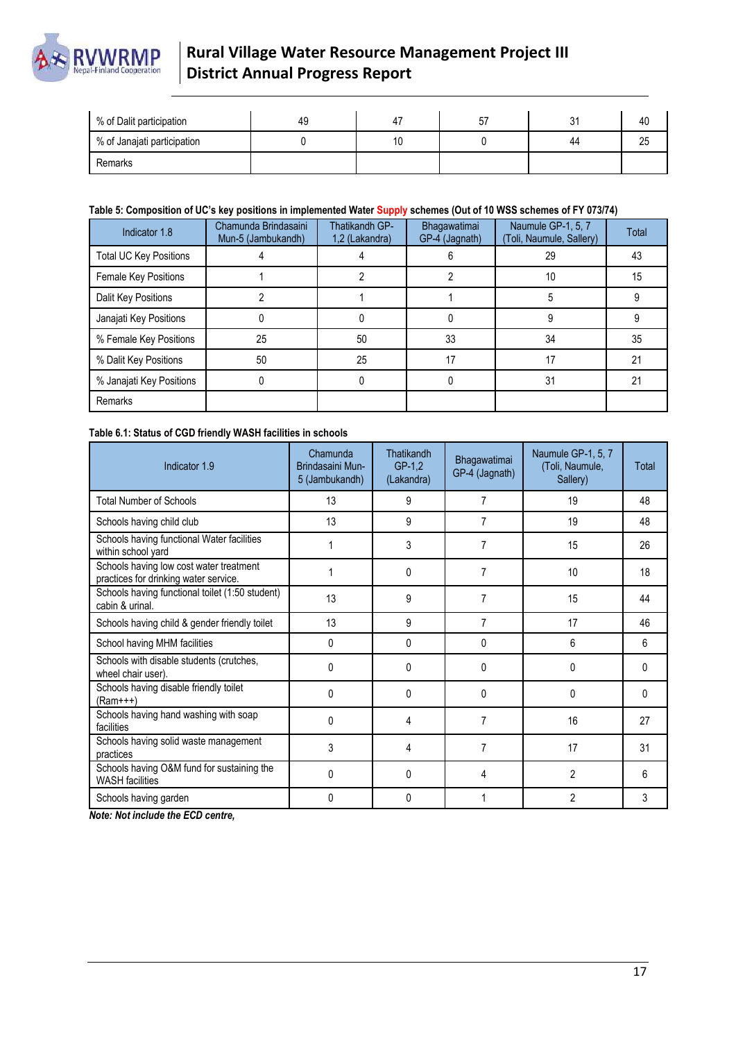| % of Dalit participation | 49 | 47 | 57 | 31 | 40 |
|---|---|---|---|---|---|
| % of Janajati participation | 0 | 10 | 0 | 44 | 25 |
| Remarks | | | | | |

**Table 5: Composition of UC's key positions in implemented Water Supply schemes (Out of 10 WSS schemes of FY 073/74)**

| Indicator 1.8 | Chamunda Brindasaini Mun-5 (Jambukandh) | Thatikandh GP-1,2 (Lakandra) | Bhagawatimai GP-4 (Jagnath) | Naumule GP-1, 5, 7 (Toli, Naumule, Sallery) | Total |
|---|---|---|---|---|---|
| Total UC Key Positions | 4 | 4 | 6 | 29 | 43 |
| Female Key Positions | 1 | 2 | 2 | 10 | 15 |
| Dalit Key Positions | 2 | 1 | 1 | 5 | 9 |
| Janajati Key Positions | 0 | 0 | 0 | 9 | 9 |
| % Female Key Positions | 25 | 50 | 33 | 34 | 35 |
| % Dalit Key Positions | 50 | 25 | 17 | 17 | 21 |
| % Janajati Key Positions | 0 | 0 | 0 | 31 | 21 |
| Remarks | | | | | |

**Table 6.1: Status of CGD friendly WASH facilities in schools**

| Indicator 1.9 | Chamunda Brindasaini Mun-5 (Jambukandh) | Thatikandh GP-1,2 (Lakandra) | Bhagawatimai GP-4 (Jagnath) | Naumule GP-1, 5, 7 (Toli, Naumule, Sallery) | Total |
|---|---|---|---|---|---|
| Total Number of Schools | 13 | 9 | 7 | 19 | 48 |
| Schools having child club | 13 | 9 | 7 | 19 | 48 |
| Schools having functional Water facilities within school yard | 1 | 3 | 7 | 15 | 26 |
| Schools having low cost water treatment practices for drinking water service. | 1 | 0 | 7 | 10 | 18 |
| Schools having functional toilet (1:50 student) cabin & urinal. | 13 | 9 | 7 | 15 | 44 |
| Schools having child & gender friendly toilet | 13 | 9 | 7 | 17 | 46 |
| School having MHM facilities | 0 | 0 | 0 | 6 | 6 |
| Schools with disable students (crutches, wheel chair user). | 0 | 0 | 0 | 0 | 0 |
| Schools having disable friendly toilet (Ram+++) | 0 | 0 | 0 | 0 | 0 |
| Schools having hand washing with soap facilities | 0 | 4 | 7 | 16 | 27 |
| Schools having solid waste management practices | 3 | 4 | 7 | 17 | 31 |
| Schools having O&M fund for sustaining the WASH facilities | 0 | 0 | 4 | 2 | 6 |
| Schools having garden | 0 | 0 | 1 | 2 | 3 |

***Note: Not include the ECD centre,***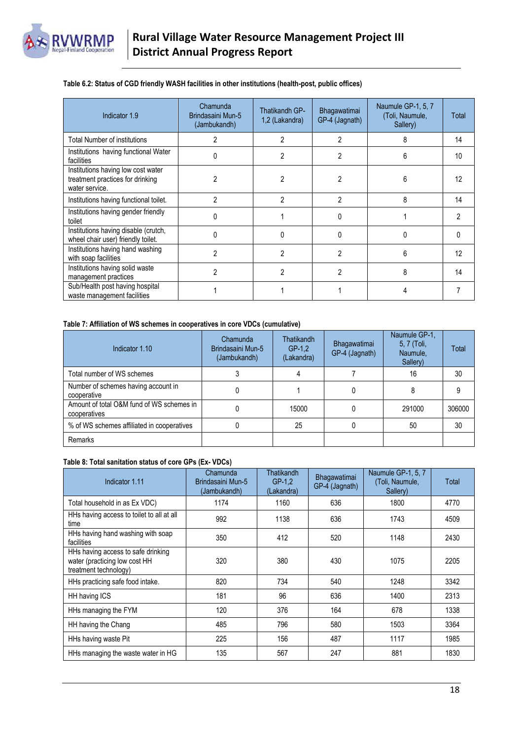**Table 6.2: Status of CGD friendly WASH facilities in other institutions (health-post, public offices)**

| Indicator 1.9 | Chamunda Brindasaini Mun-5 (Jambukandh) | Thatikandh GP-1,2 (Lakandra) | Bhagawatimai GP-4 (Jagnath) | Naumule GP-1, 5, 7 (Toli, Naumule, Sallery) | Total |
|---|---|---|---|---|---|
| Total Number of institutions | 2 | 2 | 2 | 8 | 14 |
| Institutions having functional Water facilities | 0 | 2 | 2 | 6 | 10 |
| Institutions having low cost water treatment practices for drinking water service. | 2 | 2 | 2 | 6 | 12 |
| Institutions having functional toilet. | 2 | 2 | 2 | 8 | 14 |
| Institutions having gender friendly toilet | 0 | 1 | 0 | 1 | 2 |
| Institutions having disable (crutch, wheel chair user) friendly toilet. | 0 | 0 | 0 | 0 | 0 |
| Institutions having hand washing with soap facilities | 2 | 2 | 2 | 6 | 12 |
| Institutions having solid waste management practices | 2 | 2 | 2 | 8 | 14 |
| Sub/Health post having hospital waste management facilities | 1 | 1 | 1 | 4 | 7 |

**Table 7: Affiliation of WS schemes in cooperatives in core VDCs (cumulative)**

| Indicator 1.10 | Chamunda Brindasaini Mun-5 (Jambukandh) | Thatikandh GP-1,2 (Lakandra) | Bhagawatimai GP-4 (Jagnath) | Naumule GP-1, 5, 7 (Toli, Naumule, Sallery) | Total |
|---|---|---|---|---|---|
| Total number of WS schemes | 3 | 4 | 7 | 16 | 30 |
| Number of schemes having account in cooperative | 0 | 1 | 0 | 8 | 9 |
| Amount of total O&M fund of WS schemes in cooperatives | 0 | 15000 | 0 | 291000 | 306000 |
| % of WS schemes affiliated in cooperatives | 0 | 25 | 0 | 50 | 30 |
| Remarks | | | | | |

**Table 8: Total sanitation status of core GPs (Ex- VDCs)**

| Indicator 1.11 | Chamunda Brindasaini Mun-5 (Jambukandh) | Thatikandh GP-1,2 (Lakandra) | Bhagawatimai GP-4 (Jagnath) | Naumule GP-1, 5, 7 (Toli, Naumule, Sallery) | Total |
|---|---|---|---|---|---|
| Total household in as Ex VDC) | 1174 | 1160 | 636 | 1800 | 4770 |
| HHs having access to toilet to all at all time | 992 | 1138 | 636 | 1743 | 4509 |
| HHs having hand washing with soap facilities | 350 | 412 | 520 | 1148 | 2430 |
| HHs having access to safe drinking water (practicing low cost HH treatment technology) | 320 | 380 | 430 | 1075 | 2205 |
| HHs practicing safe food intake. | 820 | 734 | 540 | 1248 | 3342 |
| HH having ICS | 181 | 96 | 636 | 1400 | 2313 |
| HHs managing the FYM | 120 | 376 | 164 | 678 | 1338 |
| HH having the Chang | 485 | 796 | 580 | 1503 | 3364 |
| HHs having waste Pit | 225 | 156 | 487 | 1117 | 1985 |
| HHs managing the waste water in HG | 135 | 567 | 247 | 881 | 1830 |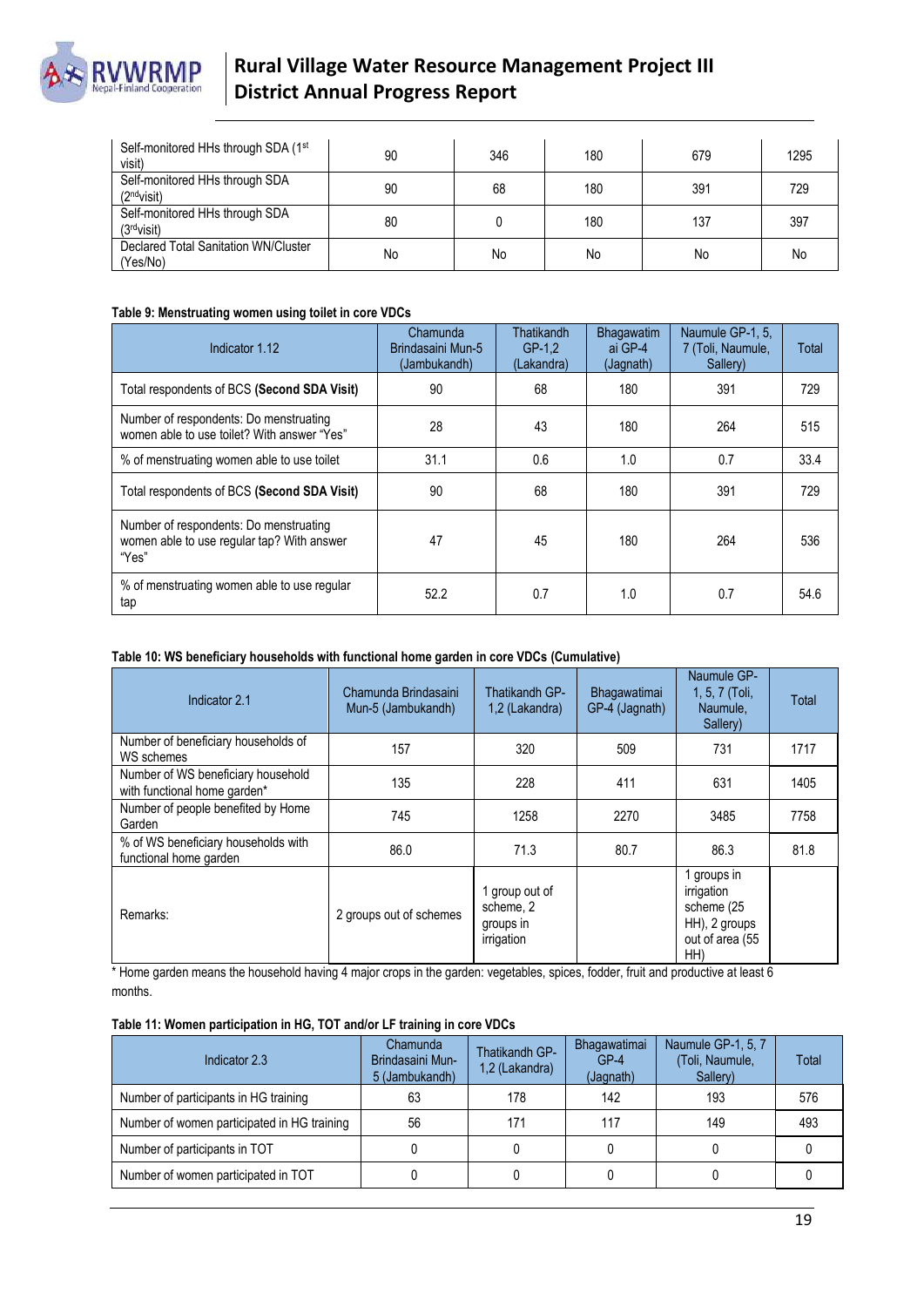| | | | | | |
|---|---|---|---|---|---|
| Self-monitored HHs through SDA (1st visit) | 90 | 346 | 180 | 679 | 1295 |
| Self-monitored HHs through SDA (2nd visit) | 90 | 68 | 180 | 391 | 729 |
| Self-monitored HHs through SDA (3rd visit) | 80 | 0 | 180 | 137 | 397 |
| Declared Total Sanitation WN/Cluster (Yes/No) | No | No | No | No | No |

**Table 9: Menstruating women using toilet in core VDCs**

| Indicator 1.12 | Chamunda Brindasaini Mun-5 (Jambukandh) | Thatikandh GP-1,2 (Lakandra) | Bhagawatimai GP-4 (Jagnath) | Naumule GP-1, 5, 7 (Toli, Naumule, Sallery) | Total |
|---|---|---|---|---|---|
| Total respondents of BCS (**Second SDA Visit)** | 90 | 68 | 180 | 391 | 729 |
| Number of respondents: Do menstruating women able to use toilet? With answer "Yes" | 28 | 43 | 180 | 264 | 515 |
| % of menstruating women able to use toilet | 31.1 | 0.6 | 1.0 | 0.7 | 33.4 |
| Total respondents of BCS (**Second SDA Visit)** | 90 | 68 | 180 | 391 | 729 |
| Number of respondents: Do menstruating women able to use regular tap? With answer "Yes" | 47 | 45 | 180 | 264 | 536 |
| % of menstruating women able to use regular tap | 52.2 | 0.7 | 1.0 | 0.7 | 54.6 |

**Table 10: WS beneficiary households with functional home garden in core VDCs (Cumulative)**

| Indicator 2.1 | Chamunda Brindasaini Mun-5 (Jambukandh) | Thatikandh GP-1,2 (Lakandra) | Bhagawatimai GP-4 (Jagnath) | Naumule GP-1, 5, 7 (Toli, Naumule, Sallery) | Total |
|---|---|---|---|---|---|
| Number of beneficiary households of WS schemes | 157 | 320 | 509 | 731 | 1717 |
| Number of WS beneficiary household with functional home garden* | 135 | 228 | 411 | 631 | 1405 |
| Number of people benefited by Home Garden | 745 | 1258 | 2270 | 3485 | 7758 |
| % of WS beneficiary households with functional home garden | 86.0 | 71.3 | 80.7 | 86.3 | 81.8 |
| Remarks: | 2 groups out of schemes | 1 group out of scheme, 2 groups in irrigation | | 1 groups in irrigation scheme (25 HH), 2 groups out of area (55 HH) | |

* Home garden means the household having 4 major crops in the garden: vegetables, spices, fodder, fruit and productive at least 6 months.

**Table 11: Women participation in HG, TOT and/or LF training in core VDCs**

| Indicator 2.3 | Chamunda Brindasaini Mun-5 (Jambukandh) | Thatikandh GP-1,2 (Lakandra) | Bhagawatimai GP-4 (Jagnath) | Naumule GP-1, 5, 7 (Toli, Naumule, Sallery) | Total |
|---|---|---|---|---|---|
| Number of participants in HG training | 63 | 178 | 142 | 193 | 576 |
| Number of women participated in HG training | 56 | 171 | 117 | 149 | 493 |
| Number of participants in TOT | 0 | 0 | 0 | 0 | 0 |
| Number of women participated in TOT | 0 | 0 | 0 | 0 | 0 |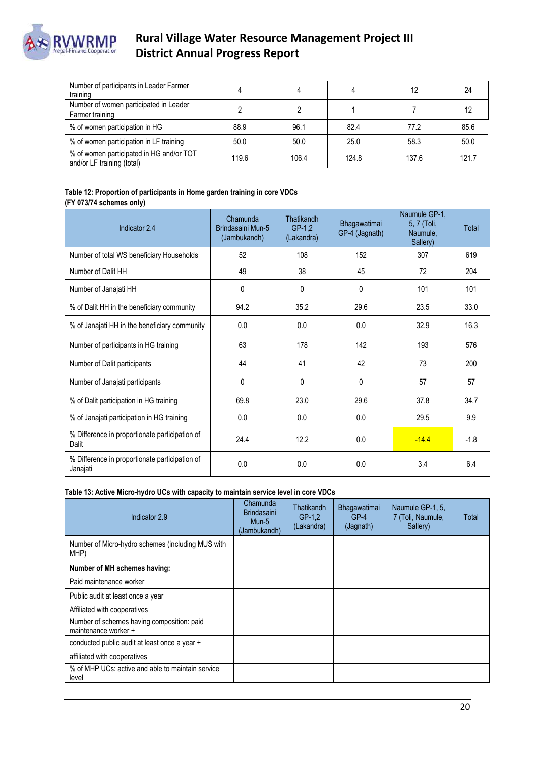| | | | | | |
|---|---|---|---|---|---|
| Number of participants in Leader Farmer training | 4 | 4 | 4 | 12 | 24 |
| Number of women participated in Leader Farmer training | 2 | 2 | 1 | 7 | 12 |
| % of women participation in HG | 88.9 | 96.1 | 82.4 | 77.2 | 85.6 |
| % of women participation in LF training | 50.0 | 50.0 | 25.0 | 58.3 | 50.0 |
| % of women participated in HG and/or TOT and/or LF training (total) | 119.6 | 106.4 | 124.8 | 137.6 | 121.7 |

**Table 12: Proportion of participants in Home garden training in core VDCs (FY 073/74 schemes only)**

| Indicator 2.4 | Chamunda Brindasaini Mun-5 (Jambukandh) | Thatikandh GP-1,2 (Lakandra) | Bhagawatimai GP-4 (Jagnath) | Naumule GP-1, 5, 7 (Toli, Naumule, Sallery) | Total |
|---|---|---|---|---|---|
| Number of total WS beneficiary Households | 52 | 108 | 152 | 307 | 619 |
| Number of Dalit HH | 49 | 38 | 45 | 72 | 204 |
| Number of Janajati HH | 0 | 0 | 0 | 101 | 101 |
| % of Dalit HH in the beneficiary community | 94.2 | 35.2 | 29.6 | 23.5 | 33.0 |
| % of Janajati HH in the beneficiary community | 0.0 | 0.0 | 0.0 | 32.9 | 16.3 |
| Number of participants in HG training | 63 | 178 | 142 | 193 | 576 |
| Number of Dalit participants | 44 | 41 | 42 | 73 | 200 |
| Number of Janajati participants | 0 | 0 | 0 | 57 | 57 |
| % of Dalit participation in HG training | 69.8 | 23.0 | 29.6 | 37.8 | 34.7 |
| % of Janajati participation in HG training | 0.0 | 0.0 | 0.0 | 29.5 | 9.9 |
| % Difference in proportionate participation of Dalit | 24.4 | 12.2 | 0.0 | -14.4 | -1.8 |
| % Difference in proportionate participation of Janajati | 0.0 | 0.0 | 0.0 | 3.4 | 6.4 |

**Table 13: Active Micro-hydro UCs with capacity to maintain service level in core VDCs**

| Indicator 2.9 | Chamunda Brindasaini Mun-5 (Jambukandh) | Thatikandh GP-1,2 (Lakandra) | Bhagawatimai GP-4 (Jagnath) | Naumule GP-1, 5, 7 (Toli, Naumule, Sallery) | Total |
|---|---|---|---|---|---|
| Number of Micro-hydro schemes (including MUS with MHP) | | | | | |
| **Number of MH schemes having:** | | | | | |
| Paid maintenance worker | | | | | |
| Public audit at least once a year | | | | | |
| Affiliated with cooperatives | | | | | |
| Number of schemes having composition: paid maintenance worker + | | | | | |
| conducted public audit at least once a year + | | | | | |
| affiliated with cooperatives | | | | | |
| % of MHP UCs: active and able to maintain service level | | | | | |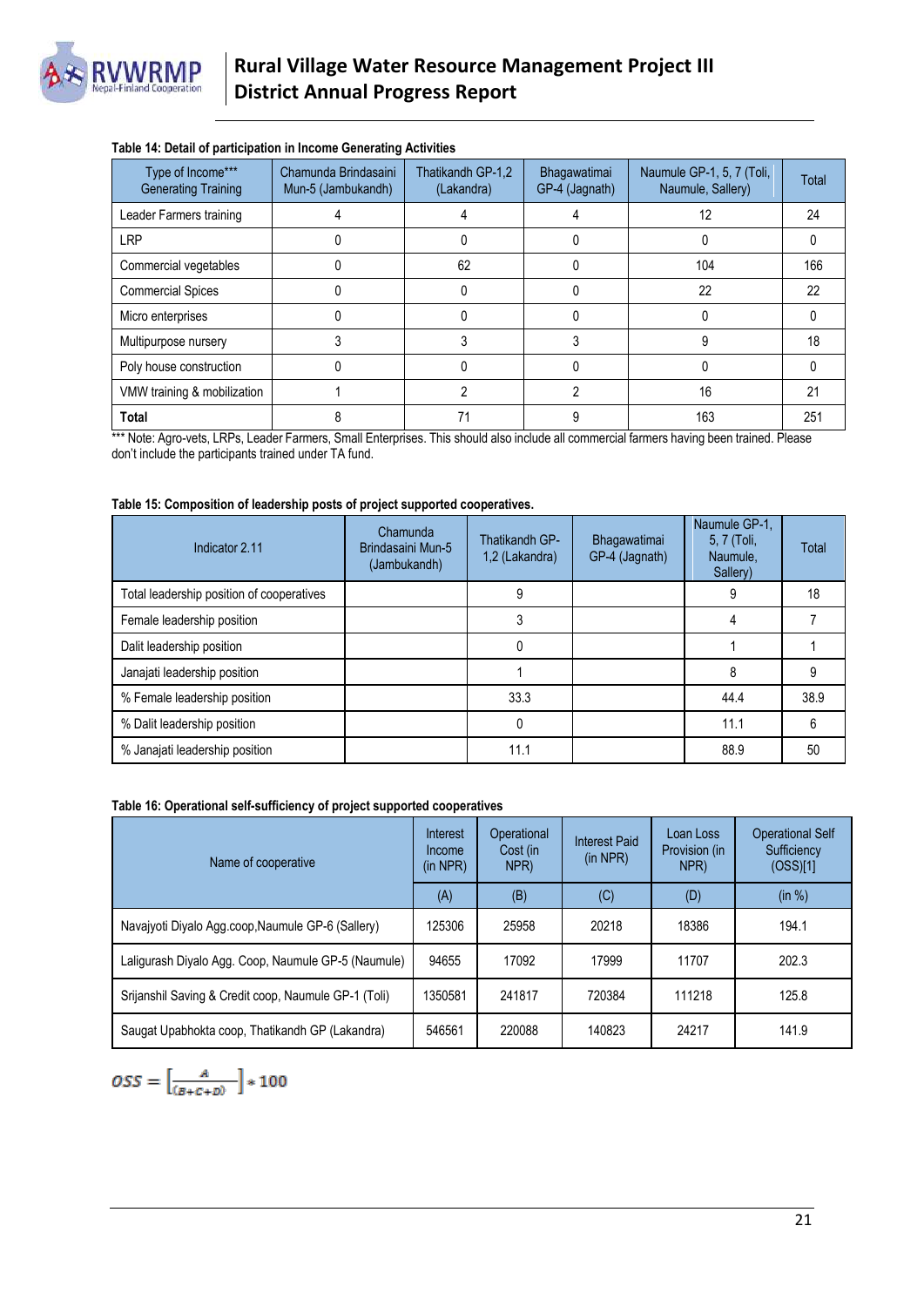**Table 14: Detail of participation in Income Generating Activities**

| Type of Income*** Generating Training | Chamunda Brindasaini Mun-5 (Jambukandh) | Thatikandh GP-1,2 (Lakandra) | Bhagawatimai GP-4 (Jagnath) | Naumule GP-1, 5, 7 (Toli, Naumule, Sallery) | Total |
|---|---|---|---|---|---|
| Leader Farmers training | 4 | 4 | 4 | 12 | 24 |
| LRP | 0 | 0 | 0 | 0 | 0 |
| Commercial vegetables | 0 | 62 | 0 | 104 | 166 |
| Commercial Spices | 0 | 0 | 0 | 22 | 22 |
| Micro enterprises | 0 | 0 | 0 | 0 | 0 |
| Multipurpose nursery | 3 | 3 | 3 | 9 | 18 |
| Poly house construction | 0 | 0 | 0 | 0 | 0 |
| VMW training & mobilization | 1 | 2 | 2 | 16 | 21 |
| **Total** | 8 | 71 | 9 | 163 | 251 |

*** Note: Agro-vets, LRPs, Leader Farmers, Small Enterprises. This should also include all commercial farmers having been trained. Please don't include the participants trained under TA fund.

**Table 15: Composition of leadership posts of project supported cooperatives.**

| Indicator 2.11 | Chamunda Brindasaini Mun-5 (Jambukandh) | Thatikandh GP-1,2 (Lakandra) | Bhagawatimai GP-4 (Jagnath) | Naumule GP-1, 5, 7 (Toli, Naumule, Sallery) | Total |
|---|---|---|---|---|---|
| Total leadership position of cooperatives | | 9 | | 9 | 18 |
| Female leadership position | | 3 | | 4 | 7 |
| Dalit leadership position | | 0 | | 1 | 1 |
| Janajati leadership position | | 1 | | 8 | 9 |
| % Female leadership position | | 33.3 | | 44.4 | 38.9 |
| % Dalit leadership position | | 0 | | 11.1 | 6 |
| % Janajati leadership position | | 11.1 | | 88.9 | 50 |

**Table 16: Operational self-sufficiency of project supported cooperatives**

| Name of cooperative | Interest Income (in NPR) | Operational Cost (in NPR) | Interest Paid (in NPR) | Loan Loss Provision (in NPR) | Operational Self Sufficiency (OSS)[1] |
|---|---|---|---|---|---|
| | (A) | (B) | (C) | (D) | (in %) |
| Navajyoti Diyalo Agg.coop,Naumule GP-6 (Sallery) | 125306 | 25958 | 20218 | 18386 | 194.1 |
| Laligurash Diyalo Agg. Coop, Naumule GP-5 (Naumule) | 94655 | 17092 | 17999 | 11707 | 202.3 |
| Srijanshil Saving & Credit coop, Naumule GP-1 (Toli) | 1350581 | 241817 | 720384 | 111218 | 125.8 |
| Saugat Upabhokta coop, Thatikandh GP (Lakandra) | 546561 | 220088 | 140823 | 24217 | 141.9 |

$$OSS = \left[\frac{A}{(B+C+D)}\right] * 100$$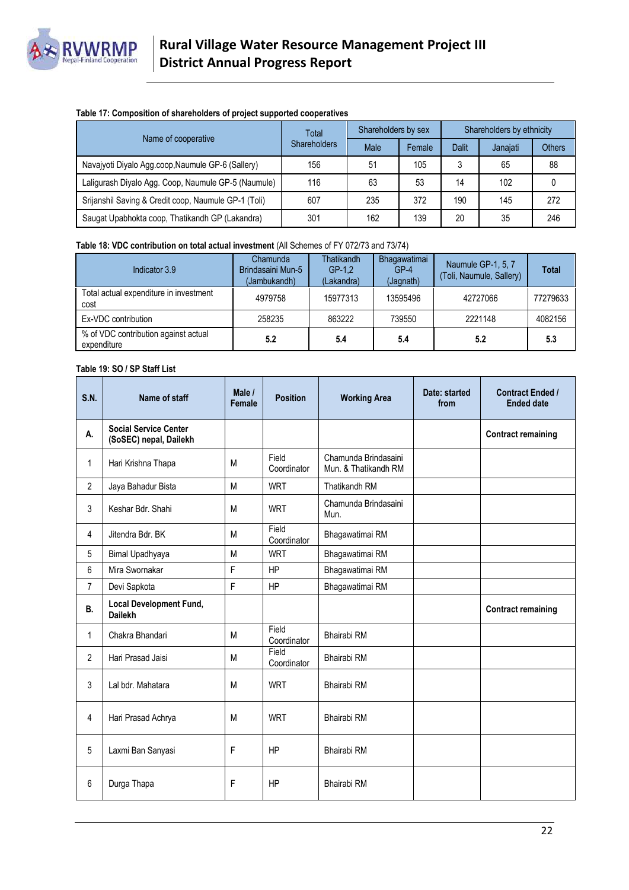**Table 17: Composition of shareholders of project supported cooperatives**

| Name of cooperative | Total Shareholders | Shareholders by sex | | Shareholders by ethnicity | | |
|---|---|---|---|---|---|---|
| | | Male | Female | Dalit | Janajati | Others |
| Navajyoti Diyalo Agg.coop,Naumule GP-6 (Sallery) | 156 | 51 | 105 | 3 | 65 | 88 |
| Laligurash Diyalo Agg. Coop, Naumule GP-5 (Naumule) | 116 | 63 | 53 | 14 | 102 | 0 |
| Srijanshil Saving & Credit coop, Naumule GP-1 (Toli) | 607 | 235 | 372 | 190 | 145 | 272 |
| Saugat Upabhokta coop, Thatikandh GP (Lakandra) | 301 | 162 | 139 | 20 | 35 | 246 |

**Table 18: VDC contribution on total actual investment** (All Schemes of FY 072/73 and 73/74)

| Indicator 3.9 | Chamunda Brindasaini Mun-5 (Jambukandh) | Thatikandh GP-1,2 (Lakandra) | Bhagawatimai GP-4 (Jagnath) | Naumule GP-1, 5, 7 (Toli, Naumule, Sallery) | **Total** |
|---|---|---|---|---|---|
| Total actual expenditure in investment cost | 4979758 | 15977313 | 13595496 | 42727066 | 77279633 |
| Ex-VDC contribution | 258235 | 863222 | 739550 | 2221148 | 4082156 |
| % of VDC contribution against actual expenditure | **5.2** | **5.4** | **5.4** | **5.2** | **5.3** |

**Table 19: SO / SP Staff List**

| S.N. | Name of staff | Male / Female | Position | Working Area | Date: started from | Contract Ended / Ended date |
|---|---|---|---|---|---|---|
| **A.** | **Social Service Center (SoSEC) nepal, Dailekh** | | | | | **Contract remaining** |
| 1 | Hari Krishna Thapa | M | Field Coordinator | Chamunda Brindasaini Mun. & Thatikandh RM | | |
| 2 | Jaya Bahadur Bista | M | WRT | Thatikandh RM | | |
| 3 | Keshar Bdr. Shahi | M | WRT | Chamunda Brindasaini Mun. | | |
| 4 | Jitendra Bdr. BK | M | Field Coordinator | Bhagawatimai RM | | |
| 5 | Bimal Upadhyaya | M | WRT | Bhagawatimai RM | | |
| 6 | Mira Swornakar | F | HP | Bhagawatimai RM | | |
| 7 | Devi Sapkota | F | HP | Bhagawatimai RM | | |
| **B.** | **Local Development Fund, Dailekh** | | | | | **Contract remaining** |
| 1 | Chakra Bhandari | M | Field Coordinator | Bhairabi RM | | |
| 2 | Hari Prasad Jaisi | M | Field Coordinator | Bhairabi RM | | |
| 3 | Lal bdr. Mahatara | M | WRT | Bhairabi RM | | |
| 4 | Hari Prasad Achrya | M | WRT | Bhairabi RM | | |
| 5 | Laxmi Ban Sanyasi | F | HP | Bhairabi RM | | |
| 6 | Durga Thapa | F | HP | Bhairabi RM | | |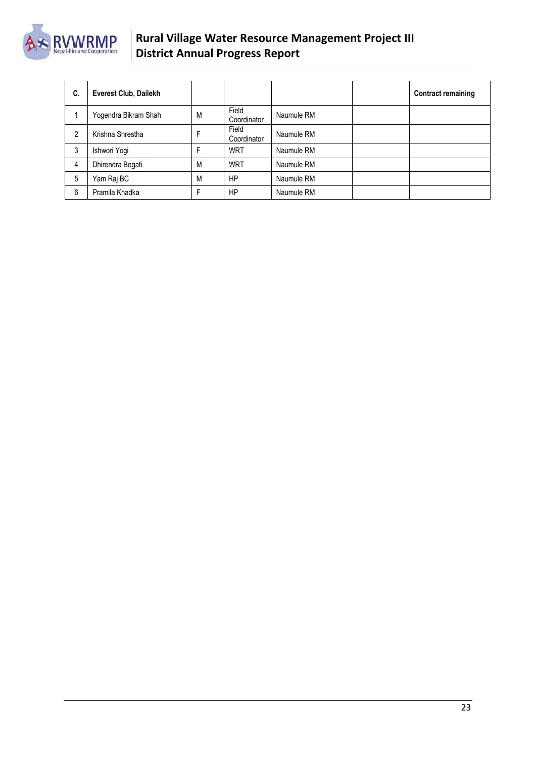| C. | Everest Club, Dailekh | | | | | Contract remaining |
|---|---|---|---|---|---|---|
| 1 | Yogendra Bikram Shah | M | Field Coordinator | Naumule RM | | |
| 2 | Krishna Shrestha | F | Field Coordinator | Naumule RM | | |
| 3 | Ishwori Yogi | F | WRT | Naumule RM | | |
| 4 | Dhirendra Bogati | M | WRT | Naumule RM | | |
| 5 | Yam Raj BC | M | HP | Naumule RM | | |
| 6 | Pramila Khadka | F | HP | Naumule RM | | |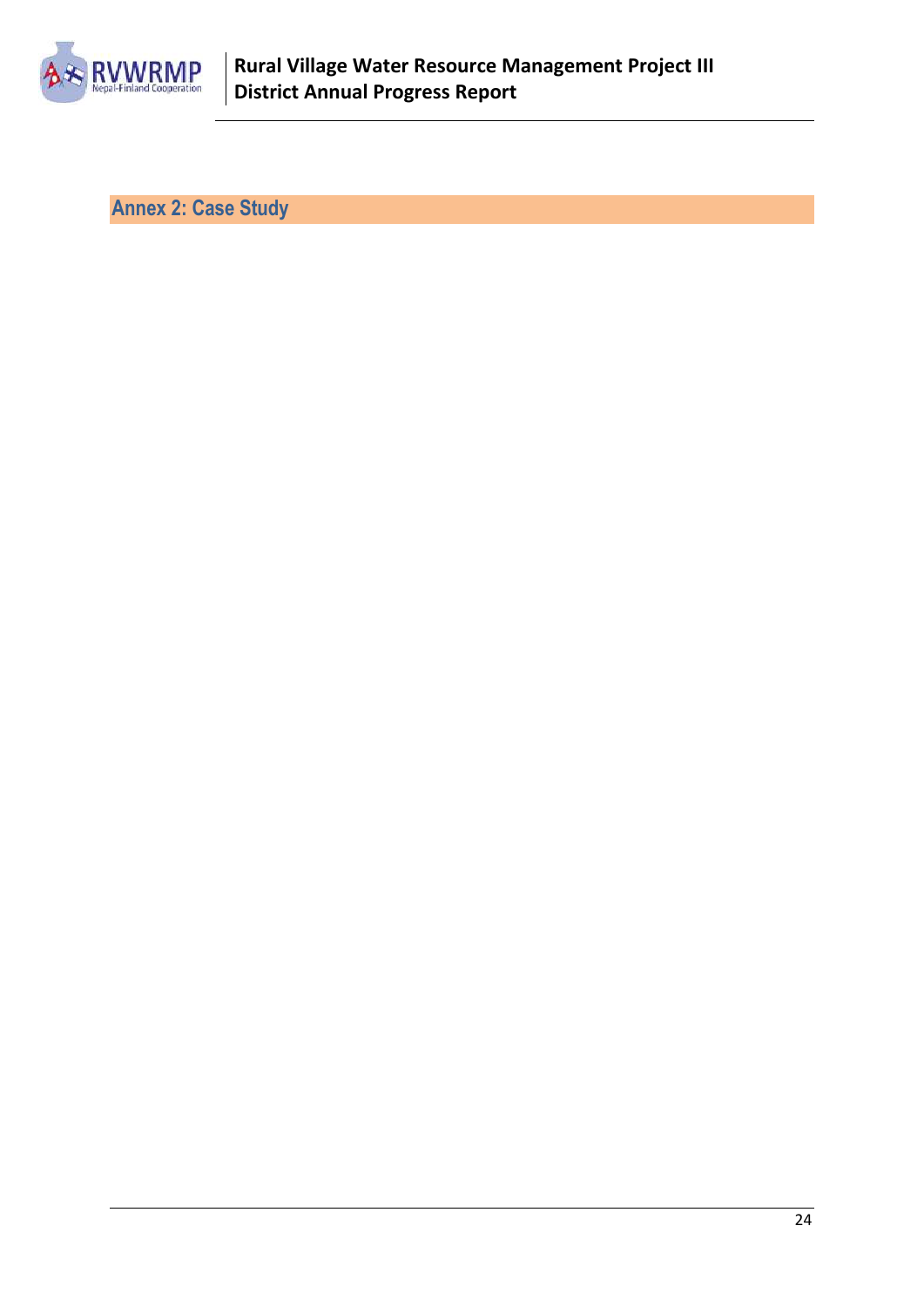## Annex 2: Case Study